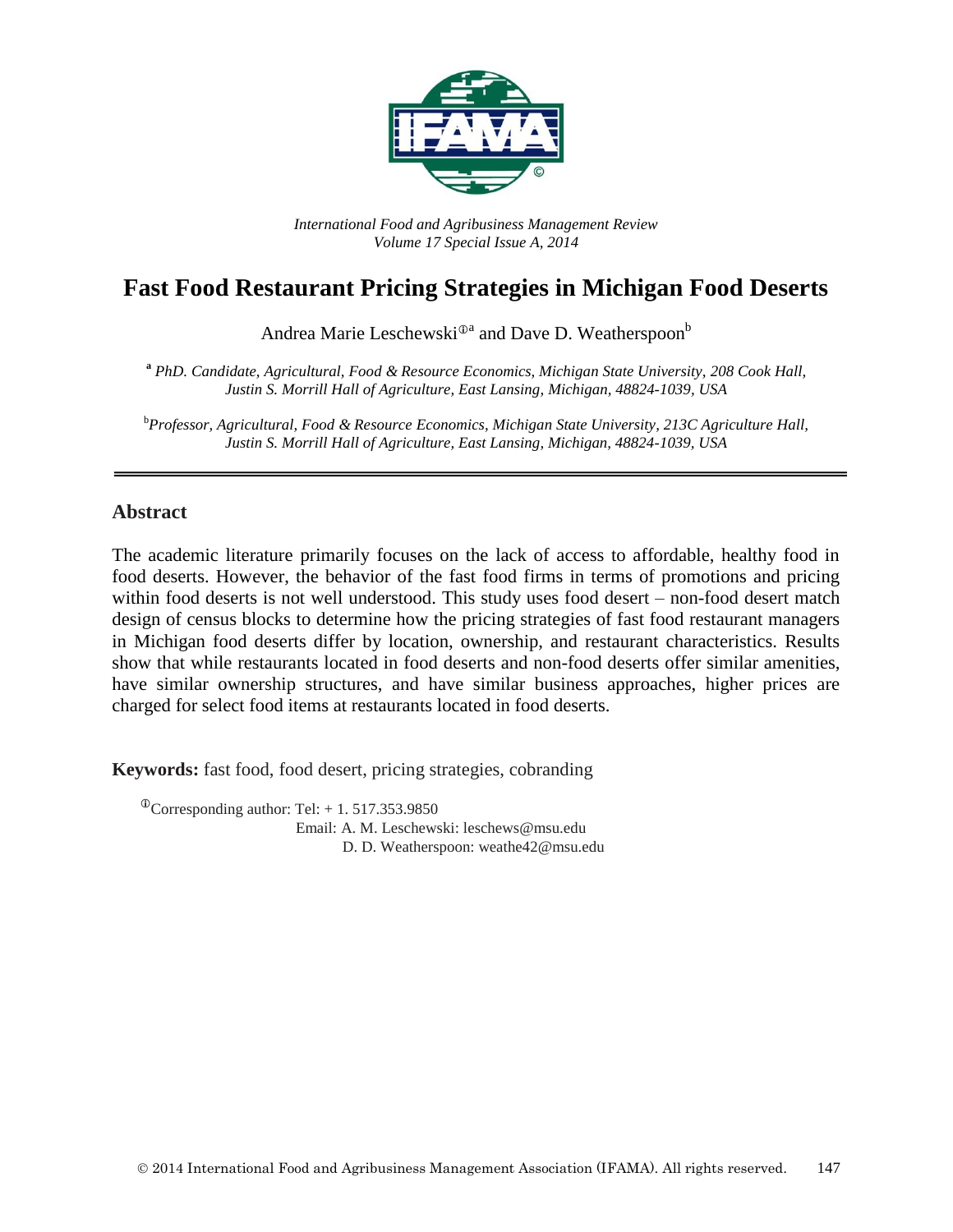*International Food and Agribusiness Management Review*
*Volume 17 Special Issue A, 2014*

# Fast Food Restaurant Pricing Strategies in Michigan Food Deserts

Andrea Marie Leschewski[ⓘa] and Dave D. Weatherspoon[b]

[a] *PhD. Candidate, Agricultural, Food & Resource Economics, Michigan State University, 208 Cook Hall, Justin S. Morrill Hall of Agriculture, East Lansing, Michigan, 48824-1039, USA*

[b] *Professor, Agricultural, Food & Resource Economics, Michigan State University, 213C Agriculture Hall, Justin S. Morrill Hall of Agriculture, East Lansing, Michigan, 48824-1039, USA*

## Abstract

The academic literature primarily focuses on the lack of access to affordable, healthy food in food deserts. However, the behavior of the fast food firms in terms of promotions and pricing within food deserts is not well understood. This study uses food desert – non-food desert match design of census blocks to determine how the pricing strategies of fast food restaurant managers in Michigan food deserts differ by location, ownership, and restaurant characteristics. Results show that while restaurants located in food deserts and non-food deserts offer similar amenities, have similar ownership structures, and have similar business approaches, higher prices are charged for select food items at restaurants located in food deserts.

**Keywords:** fast food, food desert, pricing strategies, cobranding

[ⓘ] Corresponding author: Tel: + 1. 517.353.9850
Email: A. M. Leschewski: leschews@msu.edu
D. D. Weatherspoon: weathe42@msu.edu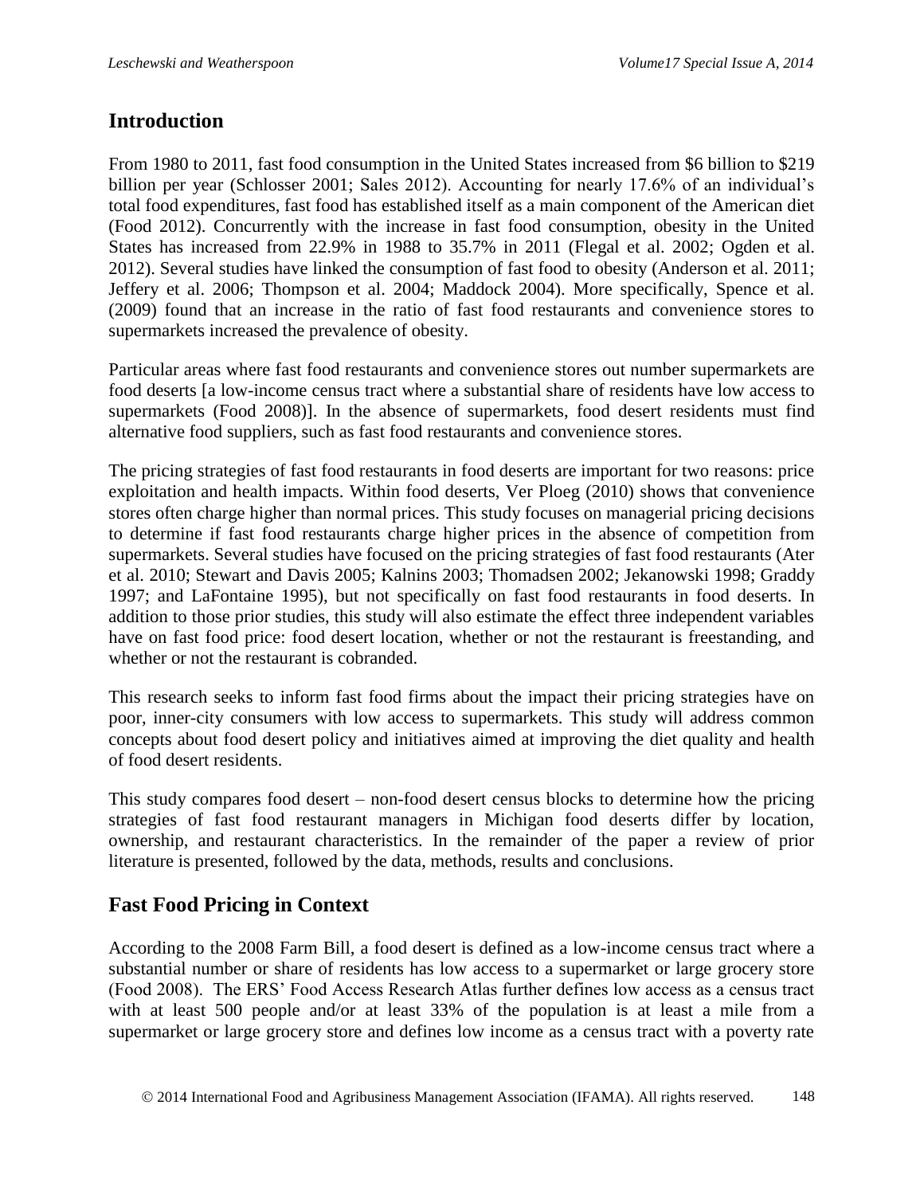## Introduction

From 1980 to 2011, fast food consumption in the United States increased from $6 billion to $219 billion per year (Schlosser 2001; Sales 2012). Accounting for nearly 17.6% of an individual's total food expenditures, fast food has established itself as a main component of the American diet (Food 2012). Concurrently with the increase in fast food consumption, obesity in the United States has increased from 22.9% in 1988 to 35.7% in 2011 (Flegal et al. 2002; Ogden et al. 2012). Several studies have linked the consumption of fast food to obesity (Anderson et al. 2011; Jeffery et al. 2006; Thompson et al. 2004; Maddock 2004). More specifically, Spence et al. (2009) found that an increase in the ratio of fast food restaurants and convenience stores to supermarkets increased the prevalence of obesity.

Particular areas where fast food restaurants and convenience stores out number supermarkets are food deserts [a low-income census tract where a substantial share of residents have low access to supermarkets (Food 2008)]. In the absence of supermarkets, food desert residents must find alternative food suppliers, such as fast food restaurants and convenience stores.

The pricing strategies of fast food restaurants in food deserts are important for two reasons: price exploitation and health impacts. Within food deserts, Ver Ploeg (2010) shows that convenience stores often charge higher than normal prices. This study focuses on managerial pricing decisions to determine if fast food restaurants charge higher prices in the absence of competition from supermarkets. Several studies have focused on the pricing strategies of fast food restaurants (Ater et al. 2010; Stewart and Davis 2005; Kalnins 2003; Thomadsen 2002; Jekanowski 1998; Graddy 1997; and LaFontaine 1995), but not specifically on fast food restaurants in food deserts. In addition to those prior studies, this study will also estimate the effect three independent variables have on fast food price: food desert location, whether or not the restaurant is freestanding, and whether or not the restaurant is cobranded.

This research seeks to inform fast food firms about the impact their pricing strategies have on poor, inner-city consumers with low access to supermarkets. This study will address common concepts about food desert policy and initiatives aimed at improving the diet quality and health of food desert residents.

This study compares food desert – non-food desert census blocks to determine how the pricing strategies of fast food restaurant managers in Michigan food deserts differ by location, ownership, and restaurant characteristics. In the remainder of the paper a review of prior literature is presented, followed by the data, methods, results and conclusions.

## Fast Food Pricing in Context

According to the 2008 Farm Bill, a food desert is defined as a low-income census tract where a substantial number or share of residents has low access to a supermarket or large grocery store (Food 2008). The ERS' Food Access Research Atlas further defines low access as a census tract with at least 500 people and/or at least 33% of the population is at least a mile from a supermarket or large grocery store and defines low income as a census tract with a poverty rate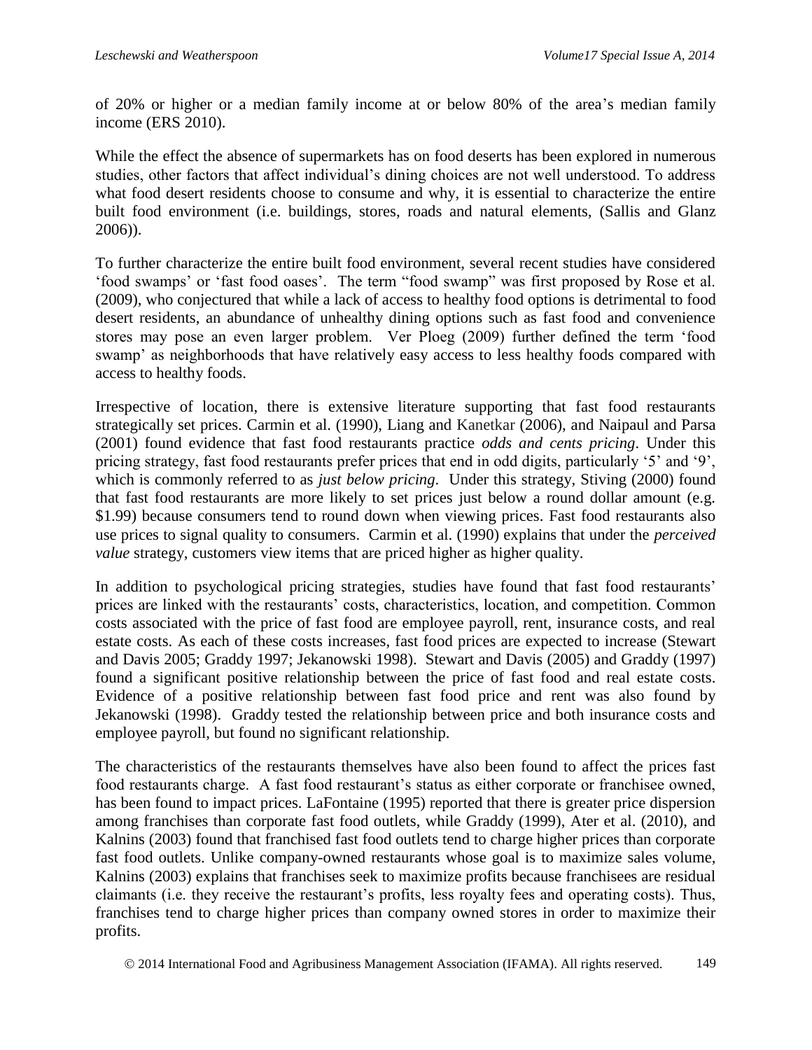of 20% or higher or a median family income at or below 80% of the area's median family income (ERS 2010).

While the effect the absence of supermarkets has on food deserts has been explored in numerous studies, other factors that affect individual's dining choices are not well understood. To address what food desert residents choose to consume and why, it is essential to characterize the entire built food environment (i.e. buildings, stores, roads and natural elements, (Sallis and Glanz 2006)).

To further characterize the entire built food environment, several recent studies have considered 'food swamps' or 'fast food oases'. The term "food swamp" was first proposed by Rose et al. (2009), who conjectured that while a lack of access to healthy food options is detrimental to food desert residents, an abundance of unhealthy dining options such as fast food and convenience stores may pose an even larger problem. Ver Ploeg (2009) further defined the term 'food swamp' as neighborhoods that have relatively easy access to less healthy foods compared with access to healthy foods.

Irrespective of location, there is extensive literature supporting that fast food restaurants strategically set prices. Carmin et al. (1990), Liang and Kanetkar (2006), and Naipaul and Parsa (2001) found evidence that fast food restaurants practice *odds and cents pricing*. Under this pricing strategy, fast food restaurants prefer prices that end in odd digits, particularly '5' and '9', which is commonly referred to as *just below pricing*. Under this strategy, Stiving (2000) found that fast food restaurants are more likely to set prices just below a round dollar amount (e.g. \$1.99) because consumers tend to round down when viewing prices. Fast food restaurants also use prices to signal quality to consumers. Carmin et al. (1990) explains that under the *perceived value* strategy, customers view items that are priced higher as higher quality.

In addition to psychological pricing strategies, studies have found that fast food restaurants' prices are linked with the restaurants' costs, characteristics, location, and competition. Common costs associated with the price of fast food are employee payroll, rent, insurance costs, and real estate costs. As each of these costs increases, fast food prices are expected to increase (Stewart and Davis 2005; Graddy 1997; Jekanowski 1998). Stewart and Davis (2005) and Graddy (1997) found a significant positive relationship between the price of fast food and real estate costs. Evidence of a positive relationship between fast food price and rent was also found by Jekanowski (1998). Graddy tested the relationship between price and both insurance costs and employee payroll, but found no significant relationship.

The characteristics of the restaurants themselves have also been found to affect the prices fast food restaurants charge. A fast food restaurant's status as either corporate or franchisee owned, has been found to impact prices. LaFontaine (1995) reported that there is greater price dispersion among franchises than corporate fast food outlets, while Graddy (1999), Ater et al. (2010), and Kalnins (2003) found that franchised fast food outlets tend to charge higher prices than corporate fast food outlets. Unlike company-owned restaurants whose goal is to maximize sales volume, Kalnins (2003) explains that franchises seek to maximize profits because franchisees are residual claimants (i.e. they receive the restaurant's profits, less royalty fees and operating costs). Thus, franchises tend to charge higher prices than company owned stores in order to maximize their profits.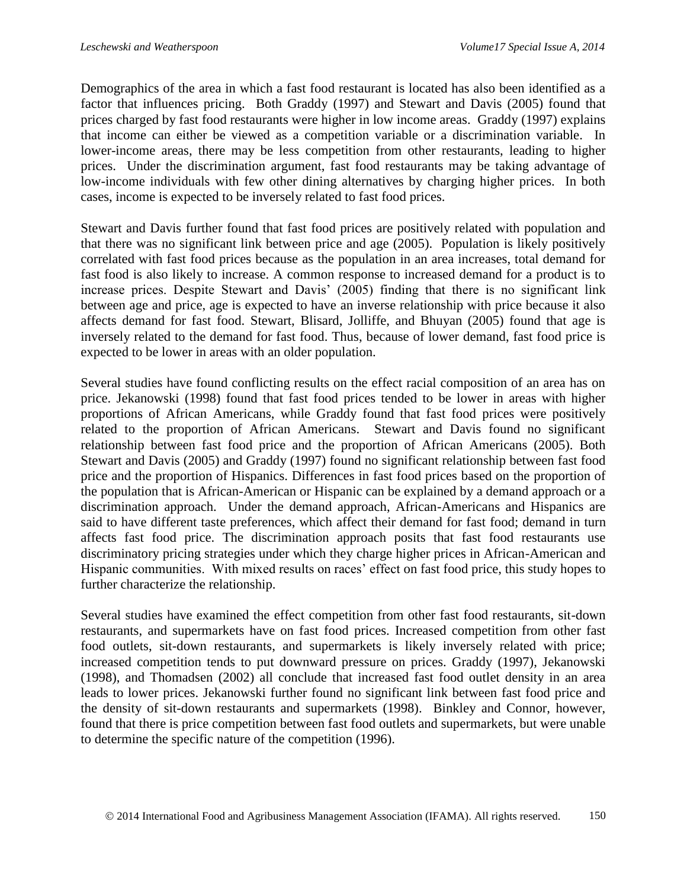Demographics of the area in which a fast food restaurant is located has also been identified as a factor that influences pricing. Both Graddy (1997) and Stewart and Davis (2005) found that prices charged by fast food restaurants were higher in low income areas. Graddy (1997) explains that income can either be viewed as a competition variable or a discrimination variable. In lower-income areas, there may be less competition from other restaurants, leading to higher prices. Under the discrimination argument, fast food restaurants may be taking advantage of low-income individuals with few other dining alternatives by charging higher prices. In both cases, income is expected to be inversely related to fast food prices.

Stewart and Davis further found that fast food prices are positively related with population and that there was no significant link between price and age (2005). Population is likely positively correlated with fast food prices because as the population in an area increases, total demand for fast food is also likely to increase. A common response to increased demand for a product is to increase prices. Despite Stewart and Davis' (2005) finding that there is no significant link between age and price, age is expected to have an inverse relationship with price because it also affects demand for fast food. Stewart, Blisard, Jolliffe, and Bhuyan (2005) found that age is inversely related to the demand for fast food. Thus, because of lower demand, fast food price is expected to be lower in areas with an older population.

Several studies have found conflicting results on the effect racial composition of an area has on price. Jekanowski (1998) found that fast food prices tended to be lower in areas with higher proportions of African Americans, while Graddy found that fast food prices were positively related to the proportion of African Americans. Stewart and Davis found no significant relationship between fast food price and the proportion of African Americans (2005). Both Stewart and Davis (2005) and Graddy (1997) found no significant relationship between fast food price and the proportion of Hispanics. Differences in fast food prices based on the proportion of the population that is African-American or Hispanic can be explained by a demand approach or a discrimination approach. Under the demand approach, African-Americans and Hispanics are said to have different taste preferences, which affect their demand for fast food; demand in turn affects fast food price. The discrimination approach posits that fast food restaurants use discriminatory pricing strategies under which they charge higher prices in African-American and Hispanic communities. With mixed results on races' effect on fast food price, this study hopes to further characterize the relationship.

Several studies have examined the effect competition from other fast food restaurants, sit-down restaurants, and supermarkets have on fast food prices. Increased competition from other fast food outlets, sit-down restaurants, and supermarkets is likely inversely related with price; increased competition tends to put downward pressure on prices. Graddy (1997), Jekanowski (1998), and Thomadsen (2002) all conclude that increased fast food outlet density in an area leads to lower prices. Jekanowski further found no significant link between fast food price and the density of sit-down restaurants and supermarkets (1998). Binkley and Connor, however, found that there is price competition between fast food outlets and supermarkets, but were unable to determine the specific nature of the competition (1996).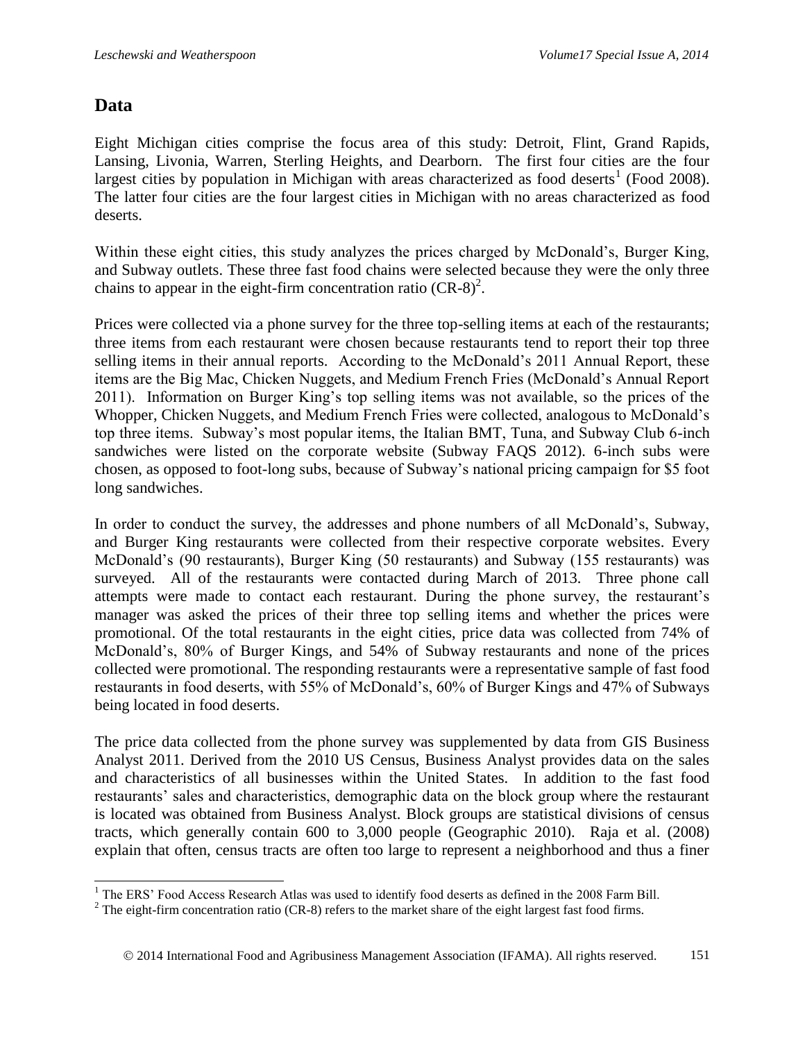## Data

Eight Michigan cities comprise the focus area of this study: Detroit, Flint, Grand Rapids, Lansing, Livonia, Warren, Sterling Heights, and Dearborn. The first four cities are the four largest cities by population in Michigan with areas characterized as food deserts[1] (Food 2008). The latter four cities are the four largest cities in Michigan with no areas characterized as food deserts.

Within these eight cities, this study analyzes the prices charged by McDonald's, Burger King, and Subway outlets. These three fast food chains were selected because they were the only three chains to appear in the eight-firm concentration ratio (CR-8)[2].

Prices were collected via a phone survey for the three top-selling items at each of the restaurants; three items from each restaurant were chosen because restaurants tend to report their top three selling items in their annual reports. According to the McDonald's 2011 Annual Report, these items are the Big Mac, Chicken Nuggets, and Medium French Fries (McDonald's Annual Report 2011). Information on Burger King's top selling items was not available, so the prices of the Whopper, Chicken Nuggets, and Medium French Fries were collected, analogous to McDonald's top three items. Subway's most popular items, the Italian BMT, Tuna, and Subway Club 6-inch sandwiches were listed on the corporate website (Subway FAQS 2012). 6-inch subs were chosen, as opposed to foot-long subs, because of Subway's national pricing campaign for $5 foot long sandwiches.

In order to conduct the survey, the addresses and phone numbers of all McDonald's, Subway, and Burger King restaurants were collected from their respective corporate websites. Every McDonald's (90 restaurants), Burger King (50 restaurants) and Subway (155 restaurants) was surveyed. All of the restaurants were contacted during March of 2013. Three phone call attempts were made to contact each restaurant. During the phone survey, the restaurant's manager was asked the prices of their three top selling items and whether the prices were promotional. Of the total restaurants in the eight cities, price data was collected from 74% of McDonald's, 80% of Burger Kings, and 54% of Subway restaurants and none of the prices collected were promotional. The responding restaurants were a representative sample of fast food restaurants in food deserts, with 55% of McDonald's, 60% of Burger Kings and 47% of Subways being located in food deserts.

The price data collected from the phone survey was supplemented by data from GIS Business Analyst 2011. Derived from the 2010 US Census, Business Analyst provides data on the sales and characteristics of all businesses within the United States. In addition to the fast food restaurants' sales and characteristics, demographic data on the block group where the restaurant is located was obtained from Business Analyst. Block groups are statistical divisions of census tracts, which generally contain 600 to 3,000 people (Geographic 2010). Raja et al. (2008) explain that often, census tracts are often too large to represent a neighborhood and thus a finer

---

[1] The ERS' Food Access Research Atlas was used to identify food deserts as defined in the 2008 Farm Bill.

[2] The eight-firm concentration ratio (CR-8) refers to the market share of the eight largest fast food firms.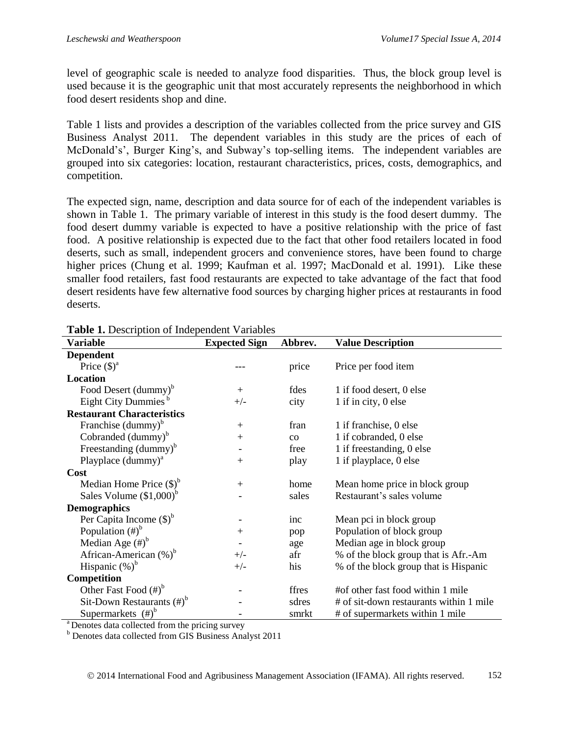level of geographic scale is needed to analyze food disparities. Thus, the block group level is used because it is the geographic unit that most accurately represents the neighborhood in which food desert residents shop and dine.

Table 1 lists and provides a description of the variables collected from the price survey and GIS Business Analyst 2011. The dependent variables in this study are the prices of each of McDonald's', Burger King's, and Subway's top-selling items. The independent variables are grouped into six categories: location, restaurant characteristics, prices, costs, demographics, and competition.

The expected sign, name, description and data source for of each of the independent variables is shown in Table 1. The primary variable of interest in this study is the food desert dummy. The food desert dummy variable is expected to have a positive relationship with the price of fast food. A positive relationship is expected due to the fact that other food retailers located in food deserts, such as small, independent grocers and convenience stores, have been found to charge higher prices (Chung et al. 1999; Kaufman et al. 1997; MacDonald et al. 1991). Like these smaller food retailers, fast food restaurants are expected to take advantage of the fact that food desert residents have few alternative food sources by charging higher prices at restaurants in food deserts.

**Table 1.** Description of Independent Variables

| Variable | Expected Sign | Abbrev. | Value Description |
|---|---|---|---|
| **Dependent** | | | |
| Price ($)[a] | --- | price | Price per food item |
| **Location** | | | |
| Food Desert (dummy)[b] | + | fdes | 1 if food desert, 0 else |
| Eight City Dummies [b] | +/- | city | 1 if in city, 0 else |
| **Restaurant Characteristics** | | | |
| Franchise (dummy)[b] | + | fran | 1 if franchise, 0 else |
| Cobranded (dummy)[b] | + | co | 1 if cobranded, 0 else |
| Freestanding (dummy)[b] | - | free | 1 if freestanding, 0 else |
| Playplace (dummy)[a] | + | play | 1 if playplace, 0 else |
| **Cost** | | | |
| Median Home Price ($)[b] | + | home | Mean home price in block group |
| Sales Volume ($1,000)[b] | - | sales | Restaurant's sales volume |
| **Demographics** | | | |
| Per Capita Income ($)[b] | - | inc | Mean pci in block group |
| Population (#)[b] | + | pop | Population of block group |
| Median Age (#)[b] | - | age | Median age in block group |
| African-American (%)[b] | +/- | afr | % of the block group that is Afr.-Am |
| Hispanic (%)[b] | +/- | his | % of the block group that is Hispanic |
| **Competition** | | | |
| Other Fast Food (#)[b] | - | ffres | #of other fast food within 1 mile |
| Sit-Down Restaurants (#)[b] | - | sdres | # of sit-down restaurants within 1 mile |
| Supermarkets (#)[b] | - | smrkt | # of supermarkets within 1 mile |

[a] Denotes data collected from the pricing survey

[b] Denotes data collected from GIS Business Analyst 2011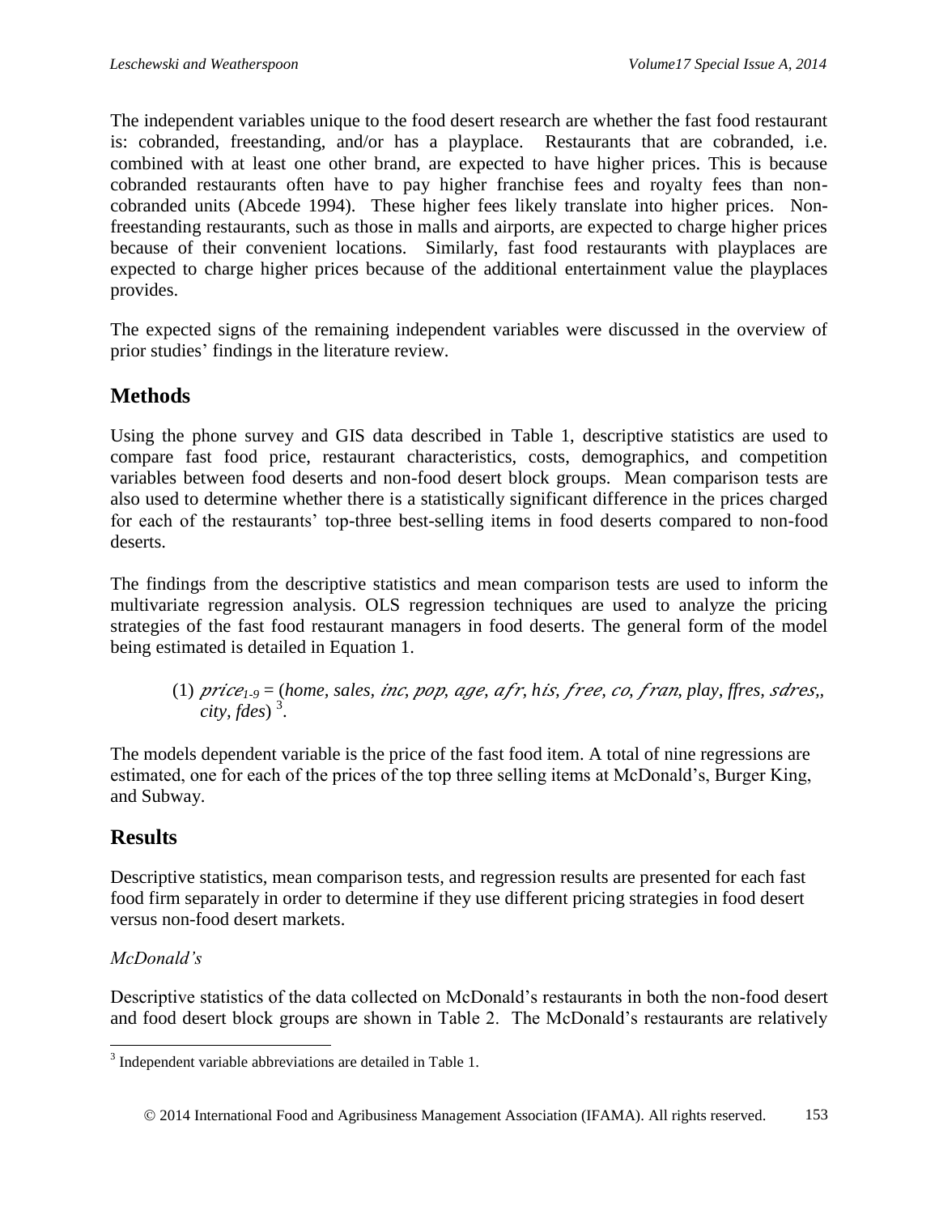The independent variables unique to the food desert research are whether the fast food restaurant is: cobranded, freestanding, and/or has a playplace. Restaurants that are cobranded, i.e. combined with at least one other brand, are expected to have higher prices. This is because cobranded restaurants often have to pay higher franchise fees and royalty fees than non-cobranded units (Abcede 1994). These higher fees likely translate into higher prices. Non-freestanding restaurants, such as those in malls and airports, are expected to charge higher prices because of their convenient locations. Similarly, fast food restaurants with playplaces are expected to charge higher prices because of the additional entertainment value the playplaces provides.

The expected signs of the remaining independent variables were discussed in the overview of prior studies' findings in the literature review.

## Methods

Using the phone survey and GIS data described in Table 1, descriptive statistics are used to compare fast food price, restaurant characteristics, costs, demographics, and competition variables between food deserts and non-food desert block groups. Mean comparison tests are also used to determine whether there is a statistically significant difference in the prices charged for each of the restaurants' top-three best-selling items in food deserts compared to non-food deserts.

The findings from the descriptive statistics and mean comparison tests are used to inform the multivariate regression analysis. OLS regression techniques are used to analyze the pricing strategies of the fast food restaurant managers in food deserts. The general form of the model being estimated is detailed in Equation 1.

$$(1)\ price_{1\text{-}9} = (home, sales, inc, pop, age, afr, his, free, co, fran, play, ffres, sdres,, city, fdes)$$ [3].

The models dependent variable is the price of the fast food item. A total of nine regressions are estimated, one for each of the prices of the top three selling items at McDonald's, Burger King, and Subway.

## Results

Descriptive statistics, mean comparison tests, and regression results are presented for each fast food firm separately in order to determine if they use different pricing strategies in food desert versus non-food desert markets.

### *McDonald's*

Descriptive statistics of the data collected on McDonald's restaurants in both the non-food desert and food desert block groups are shown in Table 2. The McDonald's restaurants are relatively

---

[3] Independent variable abbreviations are detailed in Table 1.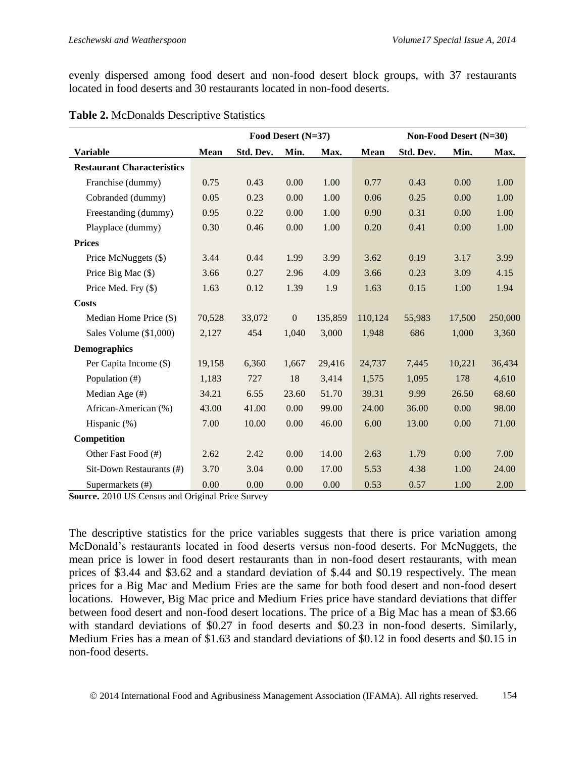evenly dispersed among food desert and non-food desert block groups, with 37 restaurants located in food deserts and 30 restaurants located in non-food deserts.

**Table 2.** McDonalds Descriptive Statistics

| | Food Desert (N=37) | | | | Non-Food Desert (N=30) | | | |
|---|---|---|---|---|---|---|---|---|
| **Variable** | **Mean** | **Std. Dev.** | **Min.** | **Max.** | **Mean** | **Std. Dev.** | **Min.** | **Max.** |
| **Restaurant Characteristics** | | | | | | | | |
| Franchise (dummy) | 0.75 | 0.43 | 0.00 | 1.00 | 0.77 | 0.43 | 0.00 | 1.00 |
| Cobranded (dummy) | 0.05 | 0.23 | 0.00 | 1.00 | 0.06 | 0.25 | 0.00 | 1.00 |
| Freestanding (dummy) | 0.95 | 0.22 | 0.00 | 1.00 | 0.90 | 0.31 | 0.00 | 1.00 |
| Playplace (dummy) | 0.30 | 0.46 | 0.00 | 1.00 | 0.20 | 0.41 | 0.00 | 1.00 |
| **Prices** | | | | | | | | |
| Price McNuggets ($) | 3.44 | 0.44 | 1.99 | 3.99 | 3.62 | 0.19 | 3.17 | 3.99 |
| Price Big Mac ($) | 3.66 | 0.27 | 2.96 | 4.09 | 3.66 | 0.23 | 3.09 | 4.15 |
| Price Med. Fry ($) | 1.63 | 0.12 | 1.39 | 1.9 | 1.63 | 0.15 | 1.00 | 1.94 |
| **Costs** | | | | | | | | |
| Median Home Price ($) | 70,528 | 33,072 | 0 | 135,859 | 110,124 | 55,983 | 17,500 | 250,000 |
| Sales Volume ($1,000) | 2,127 | 454 | 1,040 | 3,000 | 1,948 | 686 | 1,000 | 3,360 |
| **Demographics** | | | | | | | | |
| Per Capita Income ($) | 19,158 | 6,360 | 1,667 | 29,416 | 24,737 | 7,445 | 10,221 | 36,434 |
| Population (#) | 1,183 | 727 | 18 | 3,414 | 1,575 | 1,095 | 178 | 4,610 |
| Median Age (#) | 34.21 | 6.55 | 23.60 | 51.70 | 39.31 | 9.99 | 26.50 | 68.60 |
| African-American (%) | 43.00 | 41.00 | 0.00 | 99.00 | 24.00 | 36.00 | 0.00 | 98.00 |
| Hispanic (%) | 7.00 | 10.00 | 0.00 | 46.00 | 6.00 | 13.00 | 0.00 | 71.00 |
| **Competition** | | | | | | | | |
| Other Fast Food (#) | 2.62 | 2.42 | 0.00 | 14.00 | 2.63 | 1.79 | 0.00 | 7.00 |
| Sit-Down Restaurants (#) | 3.70 | 3.04 | 0.00 | 17.00 | 5.53 | 4.38 | 1.00 | 24.00 |
| Supermarkets (#) | 0.00 | 0.00 | 0.00 | 0.00 | 0.53 | 0.57 | 1.00 | 2.00 |

**Source.** 2010 US Census and Original Price Survey

The descriptive statistics for the price variables suggests that there is price variation among McDonald's restaurants located in food deserts versus non-food deserts. For McNuggets, the mean price is lower in food desert restaurants than in non-food desert restaurants, with mean prices of $3.44 and $3.62 and a standard deviation of $.44 and $0.19 respectively. The mean prices for a Big Mac and Medium Fries are the same for both food desert and non-food desert locations. However, Big Mac price and Medium Fries price have standard deviations that differ between food desert and non-food desert locations. The price of a Big Mac has a mean of $3.66 with standard deviations of $0.27 in food deserts and $0.23 in non-food deserts. Similarly, Medium Fries has a mean of $1.63 and standard deviations of $0.12 in food deserts and $0.15 in non-food deserts.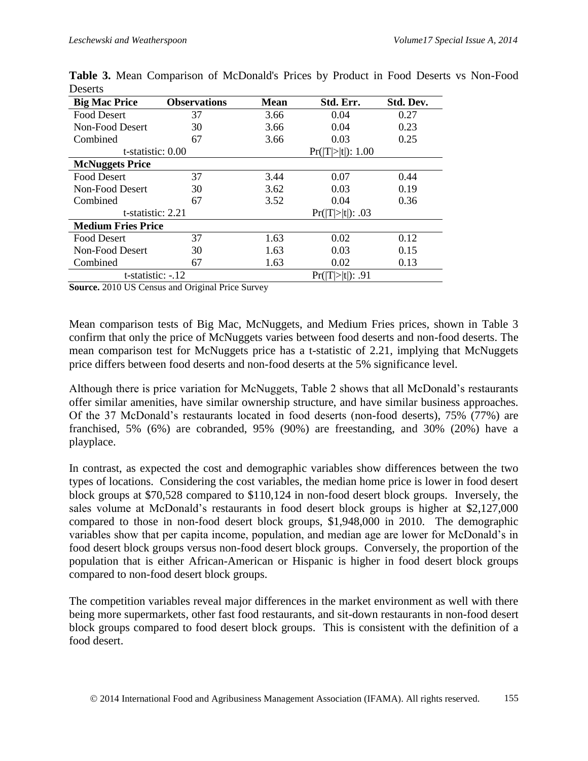**Table 3.** Mean Comparison of McDonald's Prices by Product in Food Deserts vs Non-Food Deserts

| **Big Mac Price** | **Observations** | **Mean** | **Std. Err.** | **Std. Dev.** |
|---|---|---|---|---|
| Food Desert | 37 | 3.66 | 0.04 | 0.27 |
| Non-Food Desert | 30 | 3.66 | 0.04 | 0.23 |
| Combined | 67 | 3.66 | 0.03 | 0.25 |
| t-statistic: 0.00 | | | Pr(\|T\|>\|t\|): 1.00 | |
| **McNuggets Price** | | | | |
| Food Desert | 37 | 3.44 | 0.07 | 0.44 |
| Non-Food Desert | 30 | 3.62 | 0.03 | 0.19 |
| Combined | 67 | 3.52 | 0.04 | 0.36 |
| t-statistic: 2.21 | | | Pr(\|T\|>\|t\|): .03 | |
| **Medium Fries Price** | | | | |
| Food Desert | 37 | 1.63 | 0.02 | 0.12 |
| Non-Food Desert | 30 | 1.63 | 0.03 | 0.15 |
| Combined | 67 | 1.63 | 0.02 | 0.13 |
| t-statistic: -.12 | | | Pr(\|T\|>\|t\|): .91 | |

**Source.** 2010 US Census and Original Price Survey

Mean comparison tests of Big Mac, McNuggets, and Medium Fries prices, shown in Table 3 confirm that only the price of McNuggets varies between food deserts and non-food deserts. The mean comparison test for McNuggets price has a t-statistic of 2.21, implying that McNuggets price differs between food deserts and non-food deserts at the 5% significance level.

Although there is price variation for McNuggets, Table 2 shows that all McDonald's restaurants offer similar amenities, have similar ownership structure, and have similar business approaches. Of the 37 McDonald's restaurants located in food deserts (non-food deserts), 75% (77%) are franchised, 5% (6%) are cobranded, 95% (90%) are freestanding, and 30% (20%) have a playplace.

In contrast, as expected the cost and demographic variables show differences between the two types of locations. Considering the cost variables, the median home price is lower in food desert block groups at $70,528 compared to $110,124 in non-food desert block groups. Inversely, the sales volume at McDonald's restaurants in food desert block groups is higher at $2,127,000 compared to those in non-food desert block groups, $1,948,000 in 2010. The demographic variables show that per capita income, population, and median age are lower for McDonald's in food desert block groups versus non-food desert block groups. Conversely, the proportion of the population that is either African-American or Hispanic is higher in food desert block groups compared to non-food desert block groups.

The competition variables reveal major differences in the market environment as well with there being more supermarkets, other fast food restaurants, and sit-down restaurants in non-food desert block groups compared to food desert block groups. This is consistent with the definition of a food desert.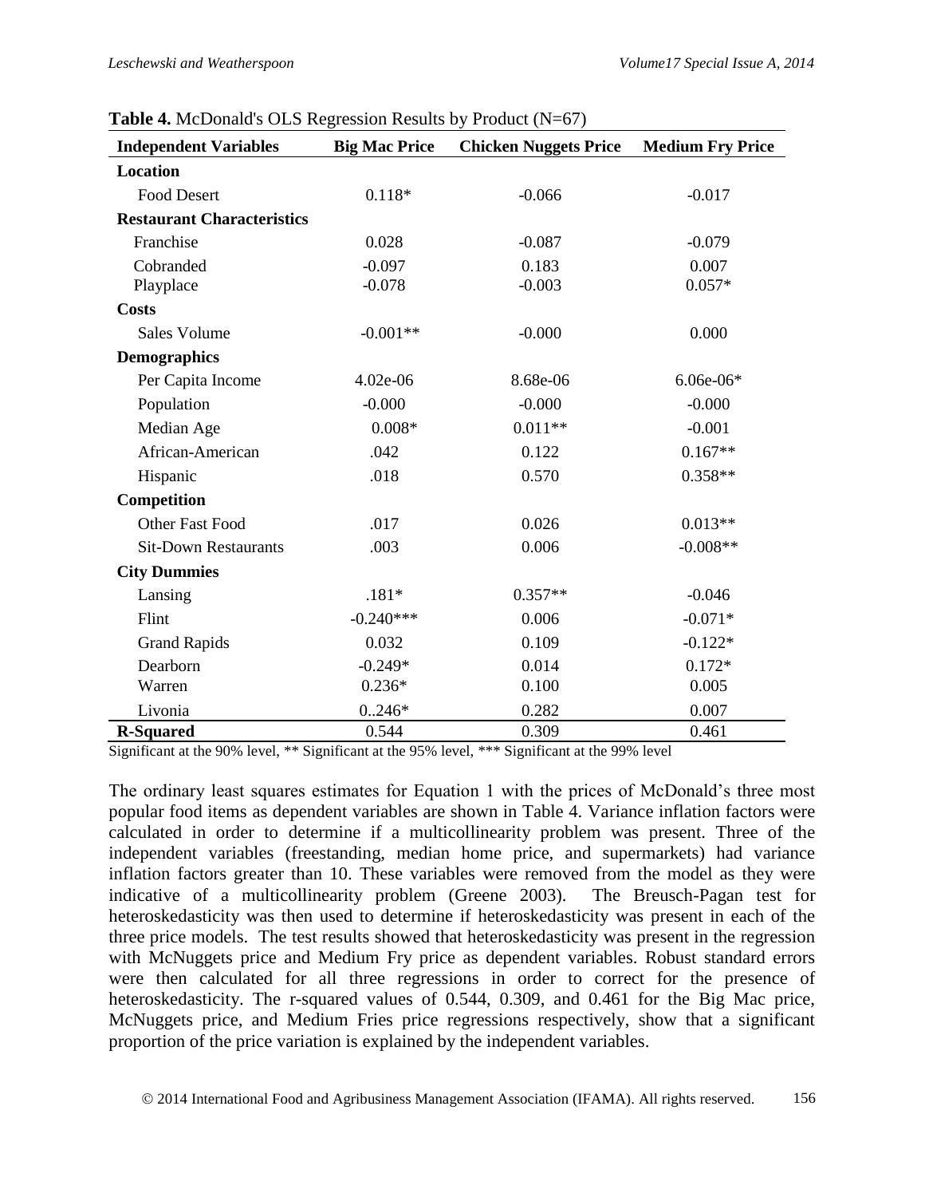**Table 4.** McDonald's OLS Regression Results by Product (N=67)

| Independent Variables | Big Mac Price | Chicken Nuggets Price | Medium Fry Price |
|---|---|---|---|
| **Location** | | | |
| Food Desert | 0.118* | -0.066 | -0.017 |
| **Restaurant Characteristics** | | | |
| Franchise | 0.028 | -0.087 | -0.079 |
| Cobranded | -0.097 | 0.183 | 0.007 |
| Playplace | -0.078 | -0.003 | 0.057* |
| **Costs** | | | |
| Sales Volume | -0.001** | -0.000 | 0.000 |
| **Demographics** | | | |
| Per Capita Income | 4.02e-06 | 8.68e-06 | 6.06e-06* |
| Population | -0.000 | -0.000 | -0.000 |
| Median Age | 0.008* | 0.011** | -0.001 |
| African-American | .042 | 0.122 | 0.167** |
| Hispanic | .018 | 0.570 | 0.358** |
| **Competition** | | | |
| Other Fast Food | .017 | 0.026 | 0.013** |
| Sit-Down Restaurants | .003 | 0.006 | -0.008** |
| **City Dummies** | | | |
| Lansing | .181* | 0.357** | -0.046 |
| Flint | -0.240*** | 0.006 | -0.071* |
| Grand Rapids | 0.032 | 0.109 | -0.122* |
| Dearborn | -0.249* | 0.014 | 0.172* |
| Warren | 0.236* | 0.100 | 0.005 |
| Livonia | 0..246* | 0.282 | 0.007 |
| **R-Squared** | 0.544 | 0.309 | 0.461 |

Significant at the 90% level, ** Significant at the 95% level, *** Significant at the 99% level

The ordinary least squares estimates for Equation 1 with the prices of McDonald's three most popular food items as dependent variables are shown in Table 4. Variance inflation factors were calculated in order to determine if a multicollinearity problem was present. Three of the independent variables (freestanding, median home price, and supermarkets) had variance inflation factors greater than 10. These variables were removed from the model as they were indicative of a multicollinearity problem (Greene 2003). The Breusch-Pagan test for heteroskedasticity was then used to determine if heteroskedasticity was present in each of the three price models. The test results showed that heteroskedasticity was present in the regression with McNuggets price and Medium Fry price as dependent variables. Robust standard errors were then calculated for all three regressions in order to correct for the presence of heteroskedasticity. The r-squared values of 0.544, 0.309, and 0.461 for the Big Mac price, McNuggets price, and Medium Fries price regressions respectively, show that a significant proportion of the price variation is explained by the independent variables.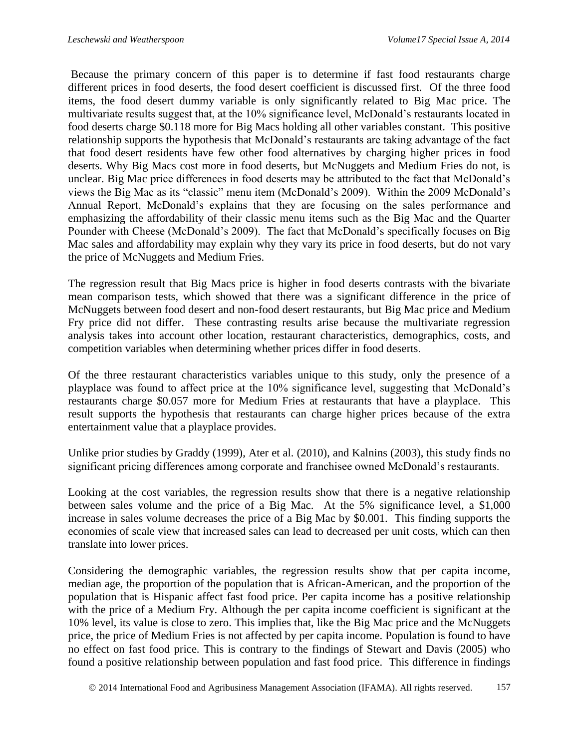Because the primary concern of this paper is to determine if fast food restaurants charge different prices in food deserts, the food desert coefficient is discussed first. Of the three food items, the food desert dummy variable is only significantly related to Big Mac price. The multivariate results suggest that, at the 10% significance level, McDonald's restaurants located in food deserts charge $0.118 more for Big Macs holding all other variables constant. This positive relationship supports the hypothesis that McDonald's restaurants are taking advantage of the fact that food desert residents have few other food alternatives by charging higher prices in food deserts. Why Big Macs cost more in food deserts, but McNuggets and Medium Fries do not, is unclear. Big Mac price differences in food deserts may be attributed to the fact that McDonald's views the Big Mac as its "classic" menu item (McDonald's 2009). Within the 2009 McDonald's Annual Report, McDonald's explains that they are focusing on the sales performance and emphasizing the affordability of their classic menu items such as the Big Mac and the Quarter Pounder with Cheese (McDonald's 2009). The fact that McDonald's specifically focuses on Big Mac sales and affordability may explain why they vary its price in food deserts, but do not vary the price of McNuggets and Medium Fries.

The regression result that Big Macs price is higher in food deserts contrasts with the bivariate mean comparison tests, which showed that there was a significant difference in the price of McNuggets between food desert and non-food desert restaurants, but Big Mac price and Medium Fry price did not differ. These contrasting results arise because the multivariate regression analysis takes into account other location, restaurant characteristics, demographics, costs, and competition variables when determining whether prices differ in food deserts.

Of the three restaurant characteristics variables unique to this study, only the presence of a playplace was found to affect price at the 10% significance level, suggesting that McDonald's restaurants charge $0.057 more for Medium Fries at restaurants that have a playplace. This result supports the hypothesis that restaurants can charge higher prices because of the extra entertainment value that a playplace provides.

Unlike prior studies by Graddy (1999), Ater et al. (2010), and Kalnins (2003), this study finds no significant pricing differences among corporate and franchisee owned McDonald's restaurants.

Looking at the cost variables, the regression results show that there is a negative relationship between sales volume and the price of a Big Mac. At the 5% significance level, a $1,000 increase in sales volume decreases the price of a Big Mac by $0.001. This finding supports the economies of scale view that increased sales can lead to decreased per unit costs, which can then translate into lower prices.

Considering the demographic variables, the regression results show that per capita income, median age, the proportion of the population that is African-American, and the proportion of the population that is Hispanic affect fast food price. Per capita income has a positive relationship with the price of a Medium Fry. Although the per capita income coefficient is significant at the 10% level, its value is close to zero. This implies that, like the Big Mac price and the McNuggets price, the price of Medium Fries is not affected by per capita income. Population is found to have no effect on fast food price. This is contrary to the findings of Stewart and Davis (2005) who found a positive relationship between population and fast food price. This difference in findings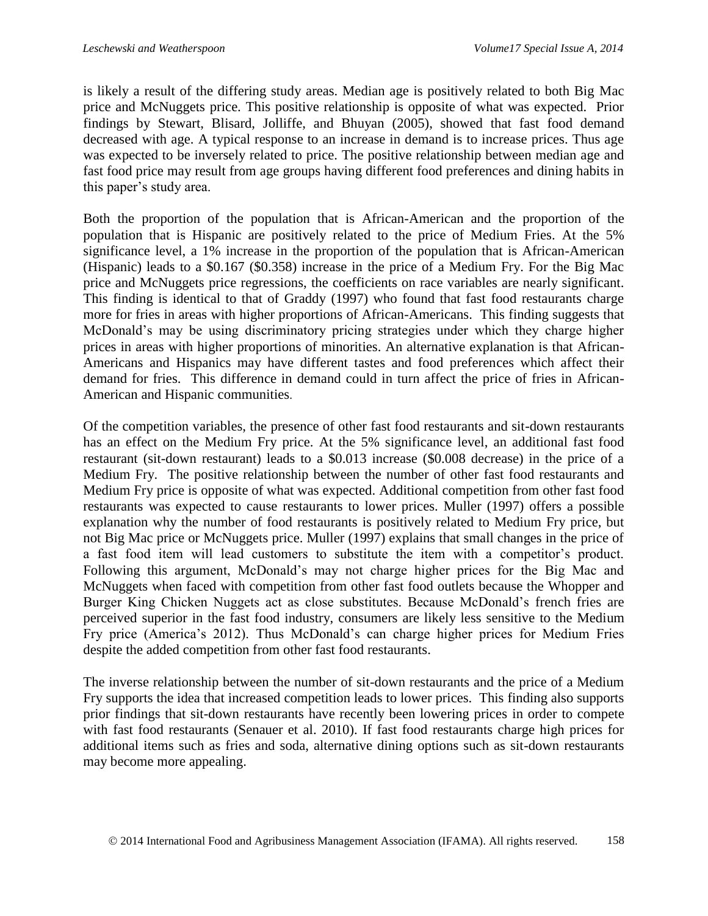is likely a result of the differing study areas. Median age is positively related to both Big Mac price and McNuggets price. This positive relationship is opposite of what was expected. Prior findings by Stewart, Blisard, Jolliffe, and Bhuyan (2005), showed that fast food demand decreased with age. A typical response to an increase in demand is to increase prices. Thus age was expected to be inversely related to price. The positive relationship between median age and fast food price may result from age groups having different food preferences and dining habits in this paper's study area.

Both the proportion of the population that is African-American and the proportion of the population that is Hispanic are positively related to the price of Medium Fries. At the 5% significance level, a 1% increase in the proportion of the population that is African-American (Hispanic) leads to a \$0.167 (\$0.358) increase in the price of a Medium Fry. For the Big Mac price and McNuggets price regressions, the coefficients on race variables are nearly significant. This finding is identical to that of Graddy (1997) who found that fast food restaurants charge more for fries in areas with higher proportions of African-Americans. This finding suggests that McDonald's may be using discriminatory pricing strategies under which they charge higher prices in areas with higher proportions of minorities. An alternative explanation is that African-Americans and Hispanics may have different tastes and food preferences which affect their demand for fries. This difference in demand could in turn affect the price of fries in African-American and Hispanic communities.

Of the competition variables, the presence of other fast food restaurants and sit-down restaurants has an effect on the Medium Fry price. At the 5% significance level, an additional fast food restaurant (sit-down restaurant) leads to a \$0.013 increase (\$0.008 decrease) in the price of a Medium Fry. The positive relationship between the number of other fast food restaurants and Medium Fry price is opposite of what was expected. Additional competition from other fast food restaurants was expected to cause restaurants to lower prices. Muller (1997) offers a possible explanation why the number of food restaurants is positively related to Medium Fry price, but not Big Mac price or McNuggets price. Muller (1997) explains that small changes in the price of a fast food item will lead customers to substitute the item with a competitor's product. Following this argument, McDonald's may not charge higher prices for the Big Mac and McNuggets when faced with competition from other fast food outlets because the Whopper and Burger King Chicken Nuggets act as close substitutes. Because McDonald's french fries are perceived superior in the fast food industry, consumers are likely less sensitive to the Medium Fry price (America's 2012). Thus McDonald's can charge higher prices for Medium Fries despite the added competition from other fast food restaurants.

The inverse relationship between the number of sit-down restaurants and the price of a Medium Fry supports the idea that increased competition leads to lower prices. This finding also supports prior findings that sit-down restaurants have recently been lowering prices in order to compete with fast food restaurants (Senauer et al. 2010). If fast food restaurants charge high prices for additional items such as fries and soda, alternative dining options such as sit-down restaurants may become more appealing.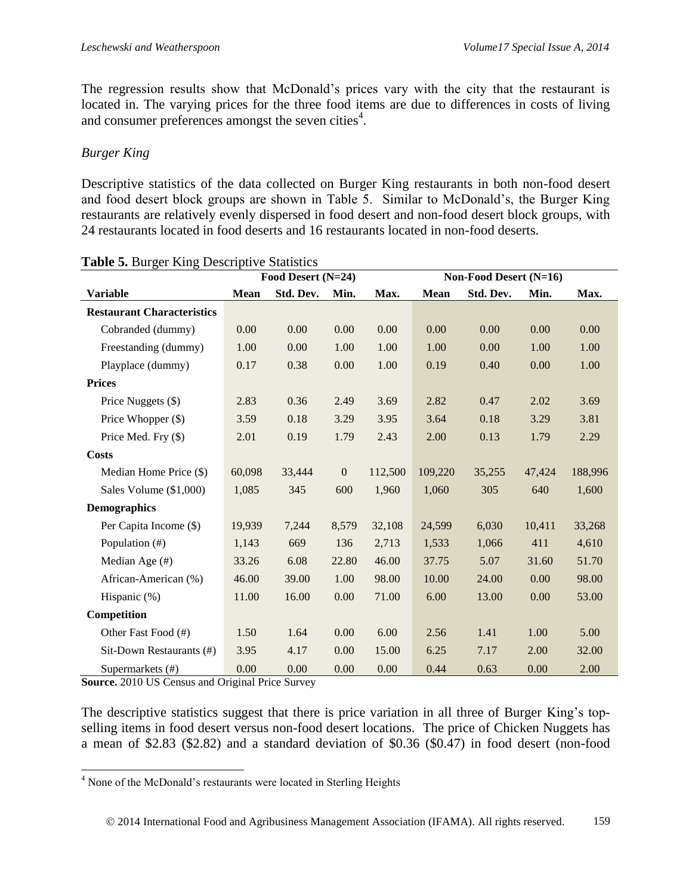The regression results show that McDonald's prices vary with the city that the restaurant is located in. The varying prices for the three food items are due to differences in costs of living and consumer preferences amongst the seven cities[4].

*Burger King*

Descriptive statistics of the data collected on Burger King restaurants in both non-food desert and food desert block groups are shown in Table 5. Similar to McDonald's, the Burger King restaurants are relatively evenly dispersed in food desert and non-food desert block groups, with 24 restaurants located in food deserts and 16 restaurants located in non-food deserts.

**Table 5.** Burger King Descriptive Statistics

| | Food Desert (N=24) | | | | Non-Food Desert (N=16) | | | |
|---|---|---|---|---|---|---|---|---|
| **Variable** | **Mean** | **Std. Dev.** | **Min.** | **Max.** | **Mean** | **Std. Dev.** | **Min.** | **Max.** |
| **Restaurant Characteristics** | | | | | | | | |
| Cobranded (dummy) | 0.00 | 0.00 | 0.00 | 0.00 | 0.00 | 0.00 | 0.00 | 0.00 |
| Freestanding (dummy) | 1.00 | 0.00 | 1.00 | 1.00 | 1.00 | 0.00 | 1.00 | 1.00 |
| Playplace (dummy) | 0.17 | 0.38 | 0.00 | 1.00 | 0.19 | 0.40 | 0.00 | 1.00 |
| **Prices** | | | | | | | | |
| Price Nuggets ($) | 2.83 | 0.36 | 2.49 | 3.69 | 2.82 | 0.47 | 2.02 | 3.69 |
| Price Whopper ($) | 3.59 | 0.18 | 3.29 | 3.95 | 3.64 | 0.18 | 3.29 | 3.81 |
| Price Med. Fry ($) | 2.01 | 0.19 | 1.79 | 2.43 | 2.00 | 0.13 | 1.79 | 2.29 |
| **Costs** | | | | | | | | |
| Median Home Price ($) | 60,098 | 33,444 | 0 | 112,500 | 109,220 | 35,255 | 47,424 | 188,996 |
| Sales Volume ($1,000) | 1,085 | 345 | 600 | 1,960 | 1,060 | 305 | 640 | 1,600 |
| **Demographics** | | | | | | | | |
| Per Capita Income ($) | 19,939 | 7,244 | 8,579 | 32,108 | 24,599 | 6,030 | 10,411 | 33,268 |
| Population (#) | 1,143 | 669 | 136 | 2,713 | 1,533 | 1,066 | 411 | 4,610 |
| Median Age (#) | 33.26 | 6.08 | 22.80 | 46.00 | 37.75 | 5.07 | 31.60 | 51.70 |
| African-American (%) | 46.00 | 39.00 | 1.00 | 98.00 | 10.00 | 24.00 | 0.00 | 98.00 |
| Hispanic (%) | 11.00 | 16.00 | 0.00 | 71.00 | 6.00 | 13.00 | 0.00 | 53.00 |
| **Competition** | | | | | | | | |
| Other Fast Food (#) | 1.50 | 1.64 | 0.00 | 6.00 | 2.56 | 1.41 | 1.00 | 5.00 |
| Sit-Down Restaurants (#) | 3.95 | 4.17 | 0.00 | 15.00 | 6.25 | 7.17 | 2.00 | 32.00 |
| Supermarkets (#) | 0.00 | 0.00 | 0.00 | 0.00 | 0.44 | 0.63 | 0.00 | 2.00 |

**Source.** 2010 US Census and Original Price Survey

The descriptive statistics suggest that there is price variation in all three of Burger King's top-selling items in food desert versus non-food desert locations. The price of Chicken Nuggets has a mean of $2.83 ($2.82) and a standard deviation of $0.36 ($0.47) in food desert (non-food

[4] None of the McDonald's restaurants were located in Sterling Heights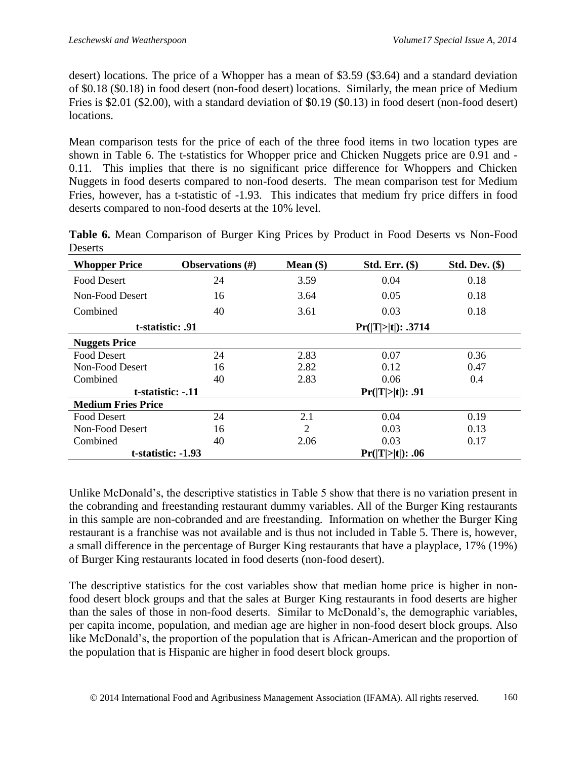desert) locations. The price of a Whopper has a mean of $3.59 ($3.64) and a standard deviation of $0.18 ($0.18) in food desert (non-food desert) locations. Similarly, the mean price of Medium Fries is $2.01 ($2.00), with a standard deviation of $0.19 ($0.13) in food desert (non-food desert) locations.

Mean comparison tests for the price of each of the three food items in two location types are shown in Table 6. The t-statistics for Whopper price and Chicken Nuggets price are 0.91 and -0.11. This implies that there is no significant price difference for Whoppers and Chicken Nuggets in food deserts compared to non-food deserts. The mean comparison test for Medium Fries, however, has a t-statistic of -1.93. This indicates that medium fry price differs in food deserts compared to non-food deserts at the 10% level.

**Table 6.** Mean Comparison of Burger King Prices by Product in Food Deserts vs Non-Food Deserts

| **Whopper Price** | **Observations (#)** | **Mean ($)** | **Std. Err. ($)** | **Std. Dev. ($)** |
|---|---|---|---|---|
| Food Desert | 24 | 3.59 | 0.04 | 0.18 |
| Non-Food Desert | 16 | 3.64 | 0.05 | 0.18 |
| Combined | 40 | 3.61 | 0.03 | 0.18 |
| **t-statistic: .91** | | | **Pr(\|T\|>\|t\|): .3714** | |
| **Nuggets Price** | | | | |
| Food Desert | 24 | 2.83 | 0.07 | 0.36 |
| Non-Food Desert | 16 | 2.82 | 0.12 | 0.47 |
| Combined | 40 | 2.83 | 0.06 | 0.4 |
| **t-statistic: -.11** | | | **Pr(\|T\|>\|t\|): .91** | |
| **Medium Fries Price** | | | | |
| Food Desert | 24 | 2.1 | 0.04 | 0.19 |
| Non-Food Desert | 16 | 2 | 0.03 | 0.13 |
| Combined | 40 | 2.06 | 0.03 | 0.17 |
| **t-statistic: -1.93** | | | **Pr(\|T\|>\|t\|): .06** | |

Unlike McDonald's, the descriptive statistics in Table 5 show that there is no variation present in the cobranding and freestanding restaurant dummy variables. All of the Burger King restaurants in this sample are non-cobranded and are freestanding. Information on whether the Burger King restaurant is a franchise was not available and is thus not included in Table 5. There is, however, a small difference in the percentage of Burger King restaurants that have a playplace, 17% (19%) of Burger King restaurants located in food deserts (non-food desert).

The descriptive statistics for the cost variables show that median home price is higher in non-food desert block groups and that the sales at Burger King restaurants in food deserts are higher than the sales of those in non-food deserts. Similar to McDonald's, the demographic variables, per capita income, population, and median age are higher in non-food desert block groups. Also like McDonald's, the proportion of the population that is African-American and the proportion of the population that is Hispanic are higher in food desert block groups.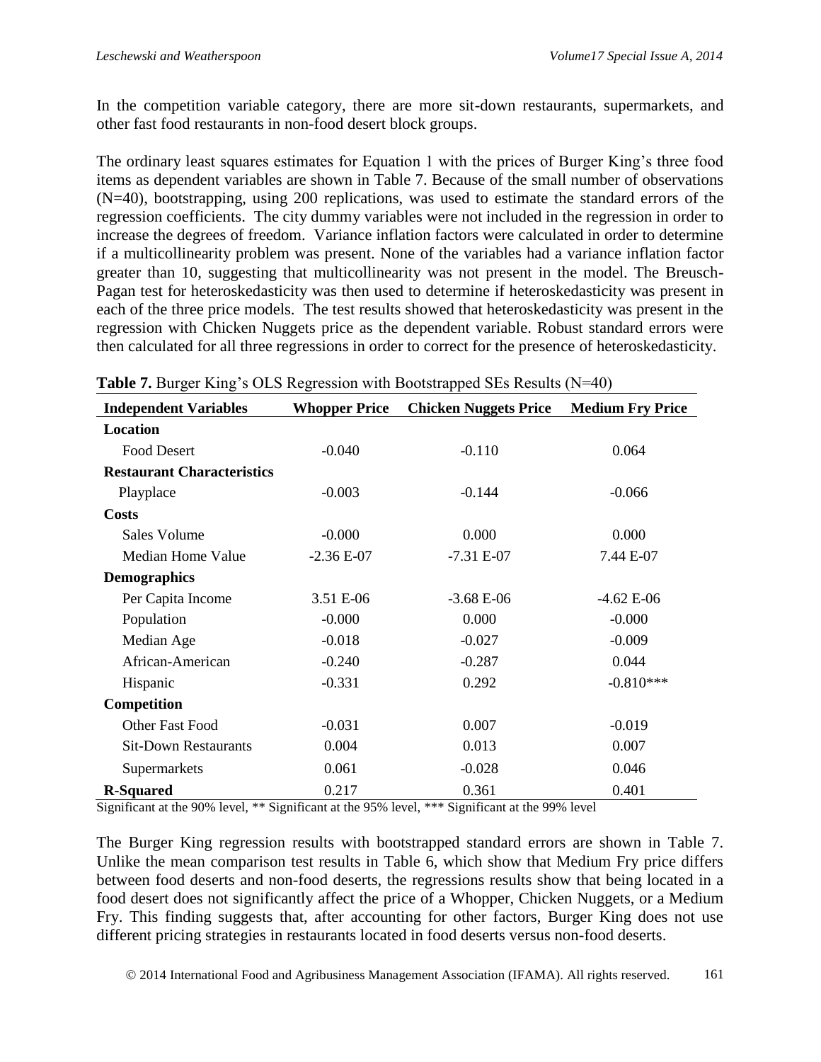In the competition variable category, there are more sit-down restaurants, supermarkets, and other fast food restaurants in non-food desert block groups.

The ordinary least squares estimates for Equation 1 with the prices of Burger King's three food items as dependent variables are shown in Table 7. Because of the small number of observations (N=40), bootstrapping, using 200 replications, was used to estimate the standard errors of the regression coefficients. The city dummy variables were not included in the regression in order to increase the degrees of freedom. Variance inflation factors were calculated in order to determine if a multicollinearity problem was present. None of the variables had a variance inflation factor greater than 10, suggesting that multicollinearity was not present in the model. The Breusch-Pagan test for heteroskedasticity was then used to determine if heteroskedasticity was present in each of the three price models. The test results showed that heteroskedasticity was present in the regression with Chicken Nuggets price as the dependent variable. Robust standard errors were then calculated for all three regressions in order to correct for the presence of heteroskedasticity.

**Table 7.** Burger King's OLS Regression with Bootstrapped SEs Results (N=40)

| Independent Variables | Whopper Price | Chicken Nuggets Price | Medium Fry Price |
|---|---|---|---|
| **Location** | | | |
| Food Desert | -0.040 | -0.110 | 0.064 |
| **Restaurant Characteristics** | | | |
| Playplace | -0.003 | -0.144 | -0.066 |
| **Costs** | | | |
| Sales Volume | -0.000 | 0.000 | 0.000 |
| Median Home Value | -2.36 E-07 | -7.31 E-07 | 7.44 E-07 |
| **Demographics** | | | |
| Per Capita Income | 3.51 E-06 | -3.68 E-06 | -4.62 E-06 |
| Population | -0.000 | 0.000 | -0.000 |
| Median Age | -0.018 | -0.027 | -0.009 |
| African-American | -0.240 | -0.287 | 0.044 |
| Hispanic | -0.331 | 0.292 | -0.810*** |
| **Competition** | | | |
| Other Fast Food | -0.031 | 0.007 | -0.019 |
| Sit-Down Restaurants | 0.004 | 0.013 | 0.007 |
| Supermarkets | 0.061 | -0.028 | 0.046 |
| **R-Squared** | 0.217 | 0.361 | 0.401 |

Significant at the 90% level, ** Significant at the 95% level, *** Significant at the 99% level

The Burger King regression results with bootstrapped standard errors are shown in Table 7. Unlike the mean comparison test results in Table 6, which show that Medium Fry price differs between food deserts and non-food deserts, the regressions results show that being located in a food desert does not significantly affect the price of a Whopper, Chicken Nuggets, or a Medium Fry. This finding suggests that, after accounting for other factors, Burger King does not use different pricing strategies in restaurants located in food deserts versus non-food deserts.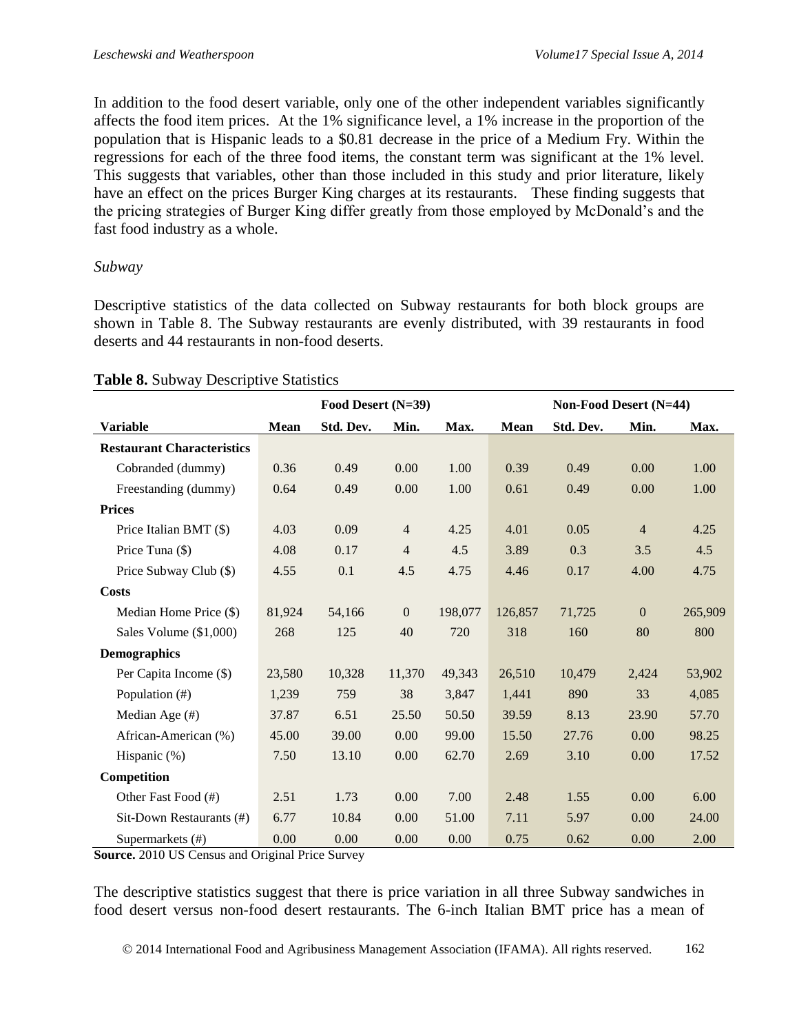In addition to the food desert variable, only one of the other independent variables significantly affects the food item prices. At the 1% significance level, a 1% increase in the proportion of the population that is Hispanic leads to a $0.81 decrease in the price of a Medium Fry. Within the regressions for each of the three food items, the constant term was significant at the 1% level. This suggests that variables, other than those included in this study and prior literature, likely have an effect on the prices Burger King charges at its restaurants. These finding suggests that the pricing strategies of Burger King differ greatly from those employed by McDonald's and the fast food industry as a whole.

*Subway*

Descriptive statistics of the data collected on Subway restaurants for both block groups are shown in Table 8. The Subway restaurants are evenly distributed, with 39 restaurants in food deserts and 44 restaurants in non-food deserts.

**Table 8.** Subway Descriptive Statistics

| | Food Desert (N=39) | | | | Non-Food Desert (N=44) | | | |
|---|---|---|---|---|---|---|---|---|
| **Variable** | **Mean** | **Std. Dev.** | **Min.** | **Max.** | **Mean** | **Std. Dev.** | **Min.** | **Max.** |
| **Restaurant Characteristics** | | | | | | | | |
| Cobranded (dummy) | 0.36 | 0.49 | 0.00 | 1.00 | 0.39 | 0.49 | 0.00 | 1.00 |
| Freestanding (dummy) | 0.64 | 0.49 | 0.00 | 1.00 | 0.61 | 0.49 | 0.00 | 1.00 |
| **Prices** | | | | | | | | |
| Price Italian BMT ($) | 4.03 | 0.09 | 4 | 4.25 | 4.01 | 0.05 | 4 | 4.25 |
| Price Tuna ($) | 4.08 | 0.17 | 4 | 4.5 | 3.89 | 0.3 | 3.5 | 4.5 |
| Price Subway Club ($) | 4.55 | 0.1 | 4.5 | 4.75 | 4.46 | 0.17 | 4.00 | 4.75 |
| **Costs** | | | | | | | | |
| Median Home Price ($) | 81,924 | 54,166 | 0 | 198,077 | 126,857 | 71,725 | 0 | 265,909 |
| Sales Volume ($1,000) | 268 | 125 | 40 | 720 | 318 | 160 | 80 | 800 |
| **Demographics** | | | | | | | | |
| Per Capita Income ($) | 23,580 | 10,328 | 11,370 | 49,343 | 26,510 | 10,479 | 2,424 | 53,902 |
| Population (#) | 1,239 | 759 | 38 | 3,847 | 1,441 | 890 | 33 | 4,085 |
| Median Age (#) | 37.87 | 6.51 | 25.50 | 50.50 | 39.59 | 8.13 | 23.90 | 57.70 |
| African-American (%) | 45.00 | 39.00 | 0.00 | 99.00 | 15.50 | 27.76 | 0.00 | 98.25 |
| Hispanic (%) | 7.50 | 13.10 | 0.00 | 62.70 | 2.69 | 3.10 | 0.00 | 17.52 |
| **Competition** | | | | | | | | |
| Other Fast Food (#) | 2.51 | 1.73 | 0.00 | 7.00 | 2.48 | 1.55 | 0.00 | 6.00 |
| Sit-Down Restaurants (#) | 6.77 | 10.84 | 0.00 | 51.00 | 7.11 | 5.97 | 0.00 | 24.00 |
| Supermarkets (#) | 0.00 | 0.00 | 0.00 | 0.00 | 0.75 | 0.62 | 0.00 | 2.00 |

**Source.** 2010 US Census and Original Price Survey

The descriptive statistics suggest that there is price variation in all three Subway sandwiches in food desert versus non-food desert restaurants. The 6-inch Italian BMT price has a mean of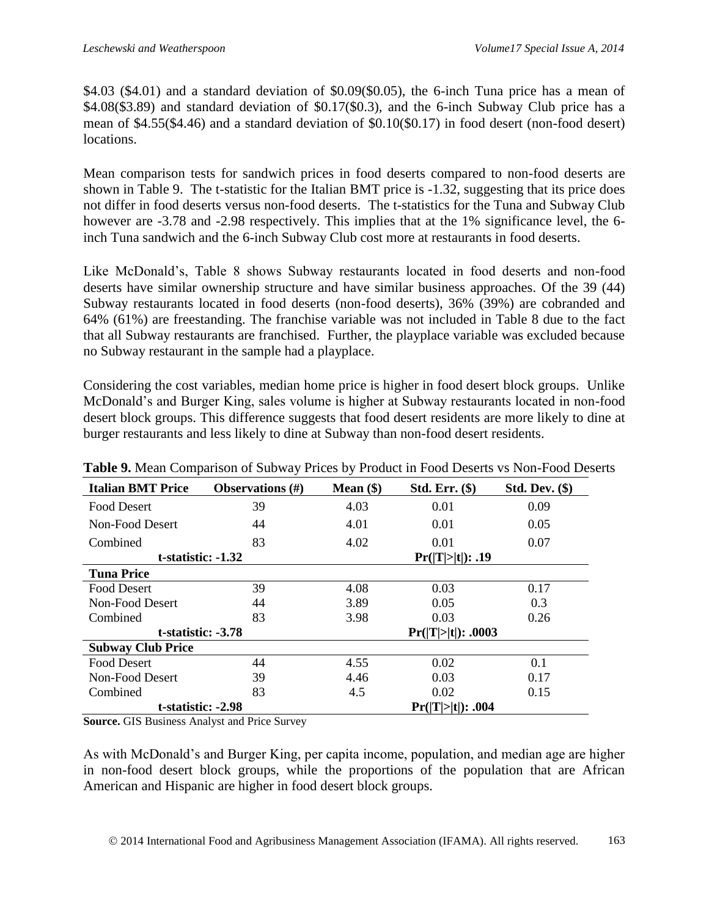$4.03 ($4.01) and a standard deviation of $0.09($0.05), the 6-inch Tuna price has a mean of $4.08($3.89) and standard deviation of $0.17($0.3), and the 6-inch Subway Club price has a mean of $4.55($4.46) and a standard deviation of $0.10($0.17) in food desert (non-food desert) locations.

Mean comparison tests for sandwich prices in food deserts compared to non-food deserts are shown in Table 9. The t-statistic for the Italian BMT price is -1.32, suggesting that its price does not differ in food deserts versus non-food deserts. The t-statistics for the Tuna and Subway Club however are -3.78 and -2.98 respectively. This implies that at the 1% significance level, the 6-inch Tuna sandwich and the 6-inch Subway Club cost more at restaurants in food deserts.

Like McDonald's, Table 8 shows Subway restaurants located in food deserts and non-food deserts have similar ownership structure and have similar business approaches. Of the 39 (44) Subway restaurants located in food deserts (non-food deserts), 36% (39%) are cobranded and 64% (61%) are freestanding. The franchise variable was not included in Table 8 due to the fact that all Subway restaurants are franchised. Further, the playplace variable was excluded because no Subway restaurant in the sample had a playplace.

Considering the cost variables, median home price is higher in food desert block groups. Unlike McDonald's and Burger King, sales volume is higher at Subway restaurants located in non-food desert block groups. This difference suggests that food desert residents are more likely to dine at burger restaurants and less likely to dine at Subway than non-food desert residents.

**Table 9.** Mean Comparison of Subway Prices by Product in Food Deserts vs Non-Food Deserts

| **Italian BMT Price** | **Observations (#)** | **Mean ($)** | **Std. Err. ($)** | **Std. Dev. ($)** |
|---|---|---|---|---|
| Food Desert | 39 | 4.03 | 0.01 | 0.09 |
| Non-Food Desert | 44 | 4.01 | 0.01 | 0.05 |
| Combined | 83 | 4.02 | 0.01 | 0.07 |
| **t-statistic: -1.32** | | | **Pr(\|T\|>\|t\|): .19** | |
| **Tuna Price** | | | | |
| Food Desert | 39 | 4.08 | 0.03 | 0.17 |
| Non-Food Desert | 44 | 3.89 | 0.05 | 0.3 |
| Combined | 83 | 3.98 | 0.03 | 0.26 |
| **t-statistic: -3.78** | | | **Pr(\|T\|>\|t\|): .0003** | |
| **Subway Club Price** | | | | |
| Food Desert | 44 | 4.55 | 0.02 | 0.1 |
| Non-Food Desert | 39 | 4.46 | 0.03 | 0.17 |
| Combined | 83 | 4.5 | 0.02 | 0.15 |
| **t-statistic: -2.98** | | | **Pr(\|T\|>\|t\|): .004** | |

**Source.** GIS Business Analyst and Price Survey

As with McDonald's and Burger King, per capita income, population, and median age are higher in non-food desert block groups, while the proportions of the population that are African American and Hispanic are higher in food desert block groups.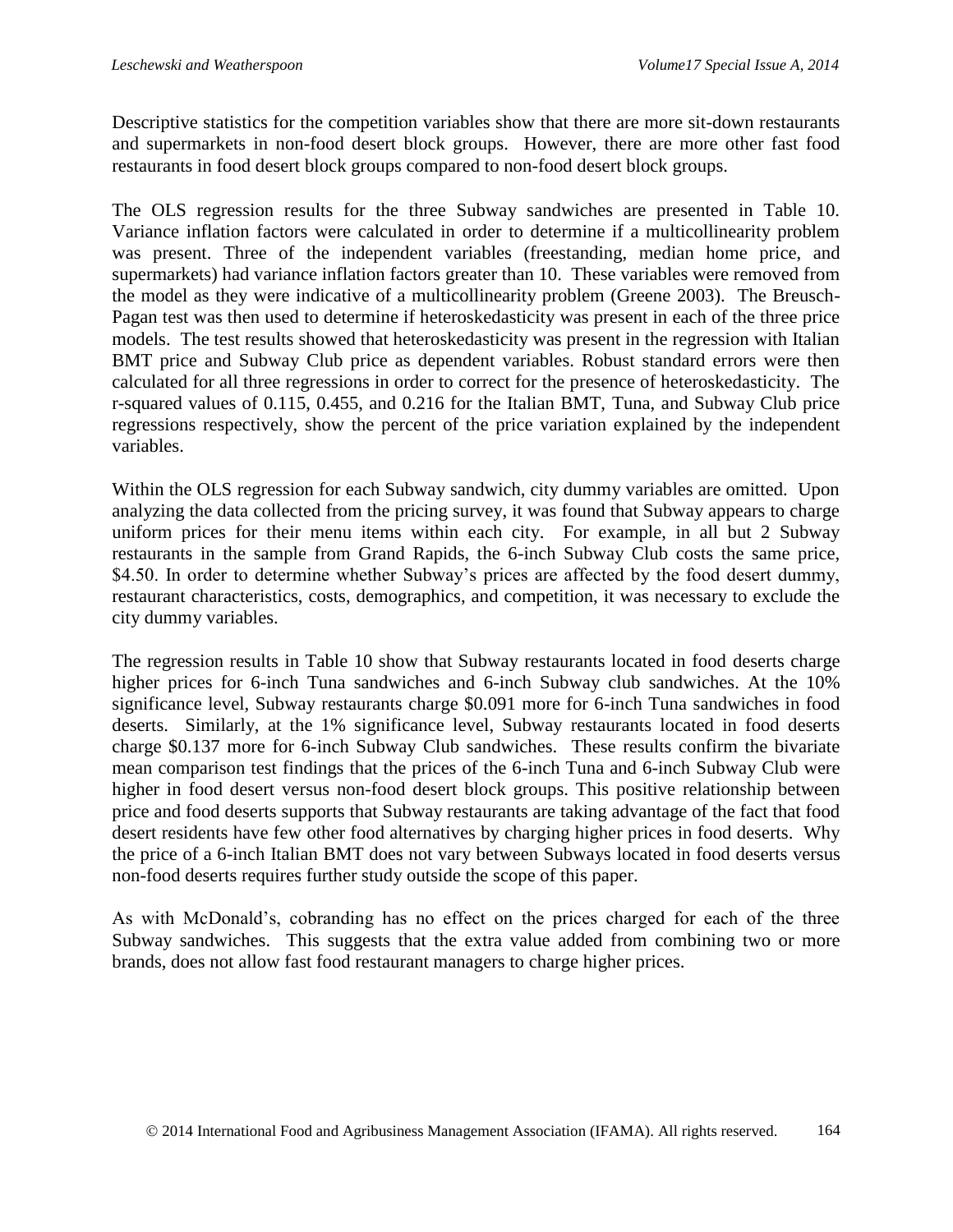Descriptive statistics for the competition variables show that there are more sit-down restaurants and supermarkets in non-food desert block groups. However, there are more other fast food restaurants in food desert block groups compared to non-food desert block groups.

The OLS regression results for the three Subway sandwiches are presented in Table 10. Variance inflation factors were calculated in order to determine if a multicollinearity problem was present. Three of the independent variables (freestanding, median home price, and supermarkets) had variance inflation factors greater than 10. These variables were removed from the model as they were indicative of a multicollinearity problem (Greene 2003). The Breusch-Pagan test was then used to determine if heteroskedasticity was present in each of the three price models. The test results showed that heteroskedasticity was present in the regression with Italian BMT price and Subway Club price as dependent variables. Robust standard errors were then calculated for all three regressions in order to correct for the presence of heteroskedasticity. The r-squared values of 0.115, 0.455, and 0.216 for the Italian BMT, Tuna, and Subway Club price regressions respectively, show the percent of the price variation explained by the independent variables.

Within the OLS regression for each Subway sandwich, city dummy variables are omitted. Upon analyzing the data collected from the pricing survey, it was found that Subway appears to charge uniform prices for their menu items within each city. For example, in all but 2 Subway restaurants in the sample from Grand Rapids, the 6-inch Subway Club costs the same price, \$4.50. In order to determine whether Subway's prices are affected by the food desert dummy, restaurant characteristics, costs, demographics, and competition, it was necessary to exclude the city dummy variables.

The regression results in Table 10 show that Subway restaurants located in food deserts charge higher prices for 6-inch Tuna sandwiches and 6-inch Subway club sandwiches. At the 10% significance level, Subway restaurants charge \$0.091 more for 6-inch Tuna sandwiches in food deserts. Similarly, at the 1% significance level, Subway restaurants located in food deserts charge \$0.137 more for 6-inch Subway Club sandwiches. These results confirm the bivariate mean comparison test findings that the prices of the 6-inch Tuna and 6-inch Subway Club were higher in food desert versus non-food desert block groups. This positive relationship between price and food deserts supports that Subway restaurants are taking advantage of the fact that food desert residents have few other food alternatives by charging higher prices in food deserts. Why the price of a 6-inch Italian BMT does not vary between Subways located in food deserts versus non-food deserts requires further study outside the scope of this paper.

As with McDonald's, cobranding has no effect on the prices charged for each of the three Subway sandwiches. This suggests that the extra value added from combining two or more brands, does not allow fast food restaurant managers to charge higher prices.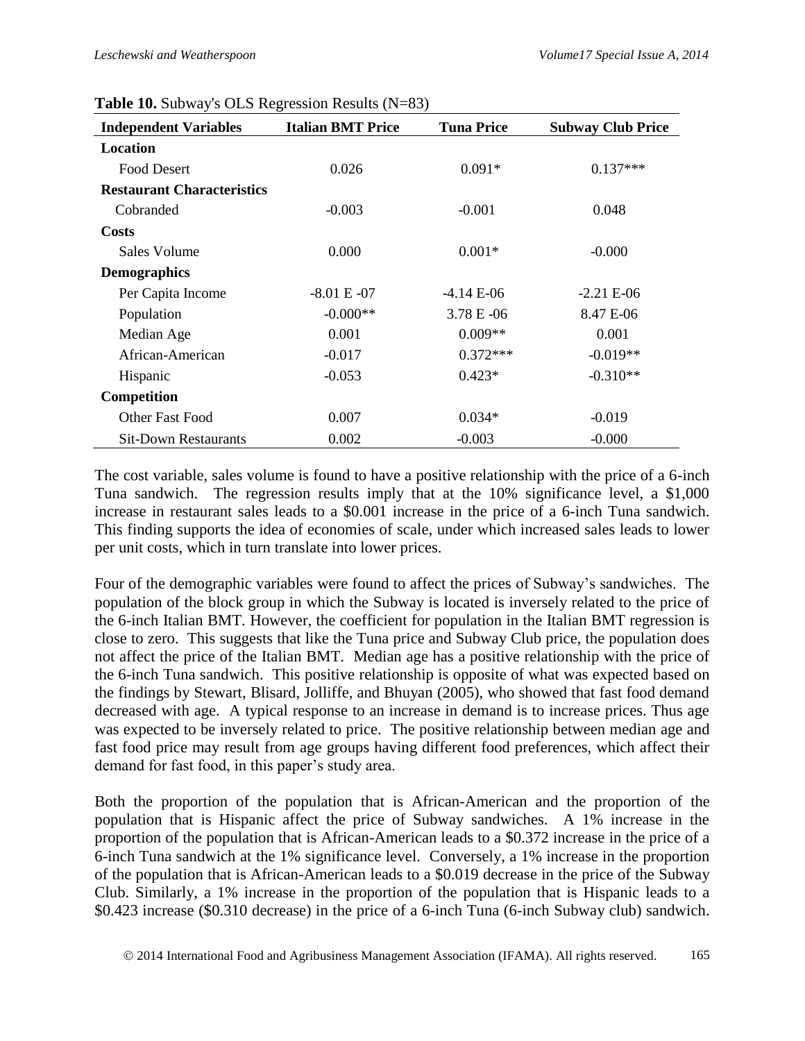**Table 10.** Subway's OLS Regression Results (N=83)

| Independent Variables | Italian BMT Price | Tuna Price | Subway Club Price |
|---|---|---|---|
| **Location** | | | |
| Food Desert | 0.026 | 0.091* | 0.137*** |
| **Restaurant Characteristics** | | | |
| Cobranded | -0.003 | -0.001 | 0.048 |
| **Costs** | | | |
| Sales Volume | 0.000 | 0.001* | -0.000 |
| **Demographics** | | | |
| Per Capita Income | -8.01 E -07 | -4.14 E-06 | -2.21 E-06 |
| Population | -0.000** | 3.78 E -06 | 8.47 E-06 |
| Median Age | 0.001 | 0.009** | 0.001 |
| African-American | -0.017 | 0.372*** | -0.019** |
| Hispanic | -0.053 | 0.423* | -0.310** |
| **Competition** | | | |
| Other Fast Food | 0.007 | 0.034* | -0.019 |
| Sit-Down Restaurants | 0.002 | -0.003 | -0.000 |

The cost variable, sales volume is found to have a positive relationship with the price of a 6-inch Tuna sandwich. The regression results imply that at the 10% significance level, a $1,000 increase in restaurant sales leads to a $0.001 increase in the price of a 6-inch Tuna sandwich. This finding supports the idea of economies of scale, under which increased sales leads to lower per unit costs, which in turn translate into lower prices.

Four of the demographic variables were found to affect the prices of Subway's sandwiches. The population of the block group in which the Subway is located is inversely related to the price of the 6-inch Italian BMT. However, the coefficient for population in the Italian BMT regression is close to zero. This suggests that like the Tuna price and Subway Club price, the population does not affect the price of the Italian BMT. Median age has a positive relationship with the price of the 6-inch Tuna sandwich. This positive relationship is opposite of what was expected based on the findings by Stewart, Blisard, Jolliffe, and Bhuyan (2005), who showed that fast food demand decreased with age. A typical response to an increase in demand is to increase prices. Thus age was expected to be inversely related to price. The positive relationship between median age and fast food price may result from age groups having different food preferences, which affect their demand for fast food, in this paper's study area.

Both the proportion of the population that is African-American and the proportion of the population that is Hispanic affect the price of Subway sandwiches. A 1% increase in the proportion of the population that is African-American leads to a $0.372 increase in the price of a 6-inch Tuna sandwich at the 1% significance level. Conversely, a 1% increase in the proportion of the population that is African-American leads to a $0.019 decrease in the price of the Subway Club. Similarly, a 1% increase in the proportion of the population that is Hispanic leads to a $0.423 increase ($0.310 decrease) in the price of a 6-inch Tuna (6-inch Subway club) sandwich.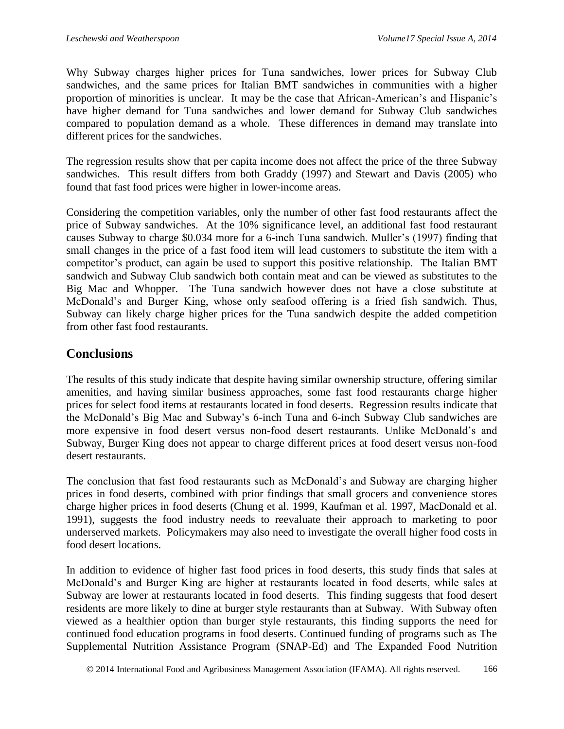Why Subway charges higher prices for Tuna sandwiches, lower prices for Subway Club sandwiches, and the same prices for Italian BMT sandwiches in communities with a higher proportion of minorities is unclear. It may be the case that African-American's and Hispanic's have higher demand for Tuna sandwiches and lower demand for Subway Club sandwiches compared to population demand as a whole. These differences in demand may translate into different prices for the sandwiches.

The regression results show that per capita income does not affect the price of the three Subway sandwiches. This result differs from both Graddy (1997) and Stewart and Davis (2005) who found that fast food prices were higher in lower-income areas.

Considering the competition variables, only the number of other fast food restaurants affect the price of Subway sandwiches. At the 10% significance level, an additional fast food restaurant causes Subway to charge \$0.034 more for a 6-inch Tuna sandwich. Muller's (1997) finding that small changes in the price of a fast food item will lead customers to substitute the item with a competitor's product, can again be used to support this positive relationship. The Italian BMT sandwich and Subway Club sandwich both contain meat and can be viewed as substitutes to the Big Mac and Whopper. The Tuna sandwich however does not have a close substitute at McDonald's and Burger King, whose only seafood offering is a fried fish sandwich. Thus, Subway can likely charge higher prices for the Tuna sandwich despite the added competition from other fast food restaurants.

## Conclusions

The results of this study indicate that despite having similar ownership structure, offering similar amenities, and having similar business approaches, some fast food restaurants charge higher prices for select food items at restaurants located in food deserts. Regression results indicate that the McDonald's Big Mac and Subway's 6-inch Tuna and 6-inch Subway Club sandwiches are more expensive in food desert versus non-food desert restaurants. Unlike McDonald's and Subway, Burger King does not appear to charge different prices at food desert versus non-food desert restaurants.

The conclusion that fast food restaurants such as McDonald's and Subway are charging higher prices in food deserts, combined with prior findings that small grocers and convenience stores charge higher prices in food deserts (Chung et al. 1999, Kaufman et al. 1997, MacDonald et al. 1991), suggests the food industry needs to reevaluate their approach to marketing to poor underserved markets. Policymakers may also need to investigate the overall higher food costs in food desert locations.

In addition to evidence of higher fast food prices in food deserts, this study finds that sales at McDonald's and Burger King are higher at restaurants located in food deserts, while sales at Subway are lower at restaurants located in food deserts. This finding suggests that food desert residents are more likely to dine at burger style restaurants than at Subway. With Subway often viewed as a healthier option than burger style restaurants, this finding supports the need for continued food education programs in food deserts. Continued funding of programs such as The Supplemental Nutrition Assistance Program (SNAP-Ed) and The Expanded Food Nutrition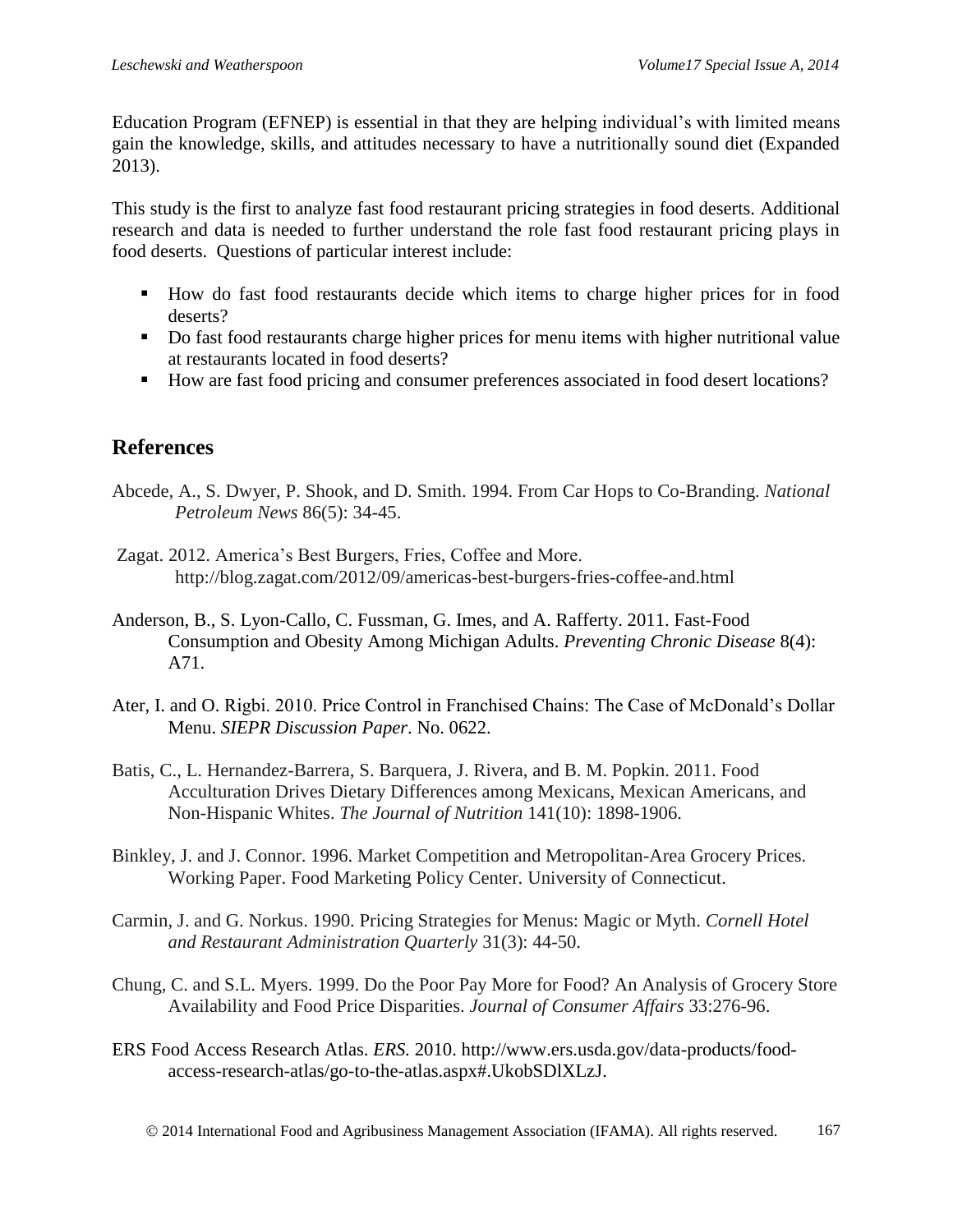Education Program (EFNEP) is essential in that they are helping individual's with limited means gain the knowledge, skills, and attitudes necessary to have a nutritionally sound diet (Expanded 2013).

This study is the first to analyze fast food restaurant pricing strategies in food deserts. Additional research and data is needed to further understand the role fast food restaurant pricing plays in food deserts. Questions of particular interest include:

- How do fast food restaurants decide which items to charge higher prices for in food deserts?
- Do fast food restaurants charge higher prices for menu items with higher nutritional value at restaurants located in food deserts?
- How are fast food pricing and consumer preferences associated in food desert locations?

## References

Abcede, A., S. Dwyer, P. Shook, and D. Smith. 1994. From Car Hops to Co-Branding. *National Petroleum News* 86(5): 34-45.

Zagat. 2012. America's Best Burgers, Fries, Coffee and More. http://blog.zagat.com/2012/09/americas-best-burgers-fries-coffee-and.html

Anderson, B., S. Lyon-Callo, C. Fussman, G. Imes, and A. Rafferty. 2011. Fast-Food Consumption and Obesity Among Michigan Adults. *Preventing Chronic Disease* 8(4): A71.

Ater, I. and O. Rigbi. 2010. Price Control in Franchised Chains: The Case of McDonald's Dollar Menu. *SIEPR Discussion Paper*. No. 0622.

Batis, C., L. Hernandez-Barrera, S. Barquera, J. Rivera, and B. M. Popkin. 2011. Food Acculturation Drives Dietary Differences among Mexicans, Mexican Americans, and Non-Hispanic Whites. *The Journal of Nutrition* 141(10): 1898-1906.

Binkley, J. and J. Connor. 1996. Market Competition and Metropolitan-Area Grocery Prices. Working Paper. Food Marketing Policy Center. University of Connecticut.

Carmin, J. and G. Norkus. 1990. Pricing Strategies for Menus: Magic or Myth. *Cornell Hotel and Restaurant Administration Quarterly* 31(3): 44-50.

Chung, C. and S.L. Myers. 1999. Do the Poor Pay More for Food? An Analysis of Grocery Store Availability and Food Price Disparities. *Journal of Consumer Affairs* 33:276-96.

ERS Food Access Research Atlas. *ERS.* 2010. http://www.ers.usda.gov/data-products/food-access-research-atlas/go-to-the-atlas.aspx#.UkobSDlXLzJ.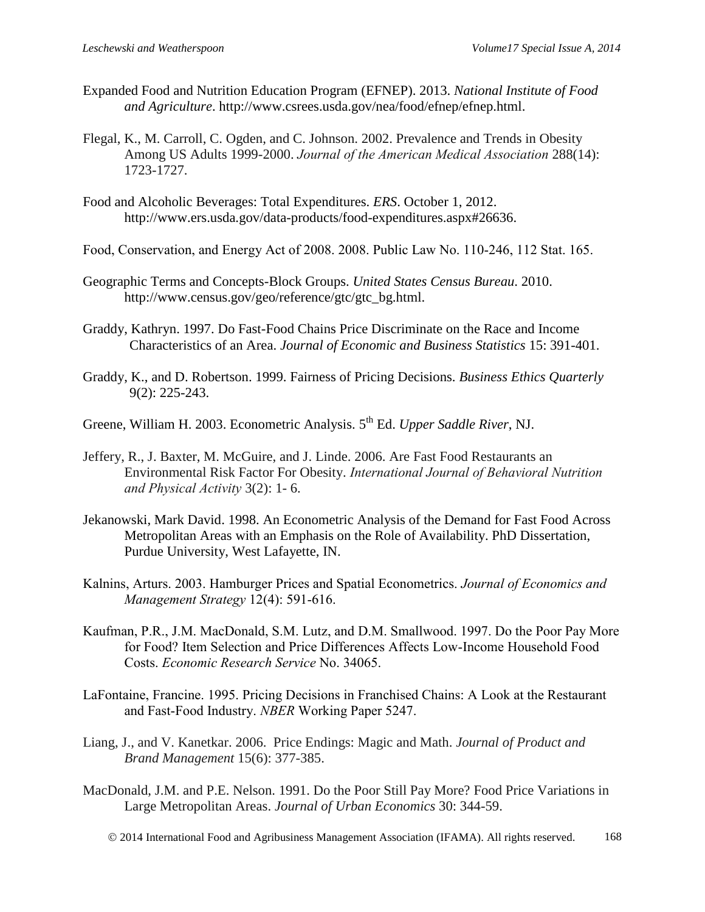Expanded Food and Nutrition Education Program (EFNEP). 2013. *National Institute of Food and Agriculture*. http://www.csrees.usda.gov/nea/food/efnep/efnep.html.

Flegal, K., M. Carroll, C. Ogden, and C. Johnson. 2002. Prevalence and Trends in Obesity Among US Adults 1999-2000. *Journal of the American Medical Association* 288(14): 1723-1727.

Food and Alcoholic Beverages: Total Expenditures. *ERS*. October 1, 2012. http://www.ers.usda.gov/data-products/food-expenditures.aspx#26636.

Food, Conservation, and Energy Act of 2008. 2008. Public Law No. 110-246, 112 Stat. 165.

Geographic Terms and Concepts-Block Groups. *United States Census Bureau*. 2010. http://www.census.gov/geo/reference/gtc/gtc_bg.html.

Graddy, Kathryn. 1997. Do Fast-Food Chains Price Discriminate on the Race and Income Characteristics of an Area. *Journal of Economic and Business Statistics* 15: 391-401.

Graddy, K., and D. Robertson. 1999. Fairness of Pricing Decisions. *Business Ethics Quarterly* 9(2): 225-243.

Greene, William H. 2003. Econometric Analysis. 5th Ed. *Upper Saddle River*, NJ.

Jeffery, R., J. Baxter, M. McGuire, and J. Linde. 2006. Are Fast Food Restaurants an Environmental Risk Factor For Obesity. *International Journal of Behavioral Nutrition and Physical Activity* 3(2): 1- 6.

Jekanowski, Mark David. 1998. An Econometric Analysis of the Demand for Fast Food Across Metropolitan Areas with an Emphasis on the Role of Availability. PhD Dissertation, Purdue University, West Lafayette, IN.

Kalnins, Arturs. 2003. Hamburger Prices and Spatial Econometrics. *Journal of Economics and Management Strategy* 12(4): 591-616.

Kaufman, P.R., J.M. MacDonald, S.M. Lutz, and D.M. Smallwood. 1997. Do the Poor Pay More for Food? Item Selection and Price Differences Affects Low-Income Household Food Costs. *Economic Research Service* No. 34065.

LaFontaine, Francine. 1995. Pricing Decisions in Franchised Chains: A Look at the Restaurant and Fast-Food Industry. *NBER* Working Paper 5247.

Liang, J., and V. Kanetkar. 2006. Price Endings: Magic and Math. *Journal of Product and Brand Management* 15(6): 377-385.

MacDonald, J.M. and P.E. Nelson. 1991. Do the Poor Still Pay More? Food Price Variations in Large Metropolitan Areas. *Journal of Urban Economics* 30: 344-59.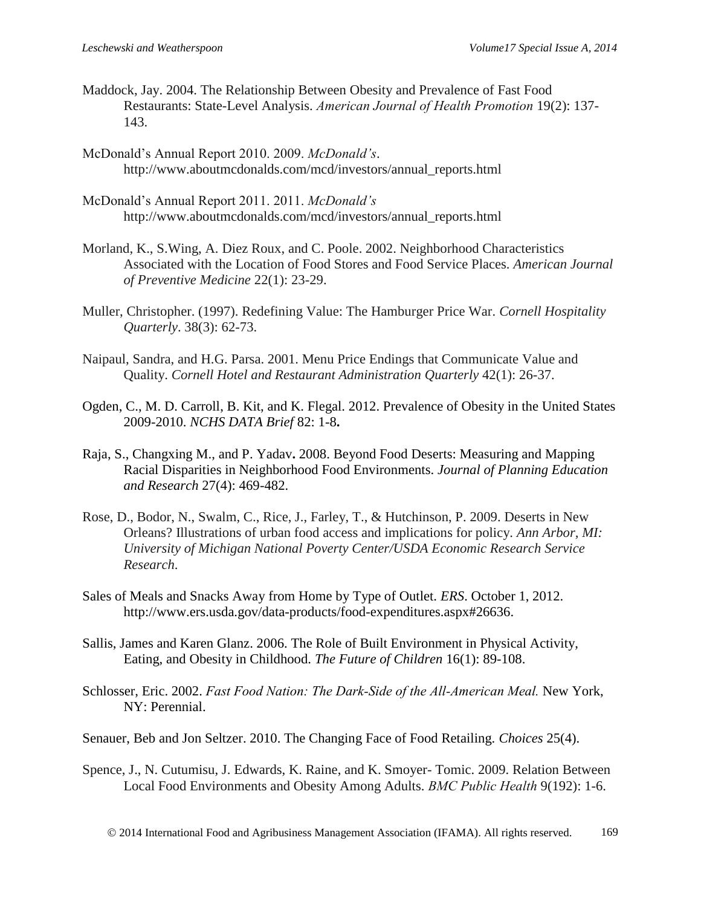Maddock, Jay. 2004. The Relationship Between Obesity and Prevalence of Fast Food Restaurants: State-Level Analysis. *American Journal of Health Promotion* 19(2): 137-143.

McDonald's Annual Report 2010. 2009. *McDonald's*. http://www.aboutmcdonalds.com/mcd/investors/annual_reports.html

McDonald's Annual Report 2011. 2011. *McDonald's* http://www.aboutmcdonalds.com/mcd/investors/annual_reports.html

Morland, K., S.Wing, A. Diez Roux, and C. Poole. 2002. Neighborhood Characteristics Associated with the Location of Food Stores and Food Service Places. *American Journal of Preventive Medicine* 22(1): 23-29.

Muller, Christopher. (1997). Redefining Value: The Hamburger Price War. *Cornell Hospitality Quarterly*. 38(3): 62-73.

Naipaul, Sandra, and H.G. Parsa. 2001. Menu Price Endings that Communicate Value and Quality. *Cornell Hotel and Restaurant Administration Quarterly* 42(1): 26-37.

Ogden, C., M. D. Carroll, B. Kit, and K. Flegal. 2012. Prevalence of Obesity in the United States 2009-2010. *NCHS DATA Brief* 82: 1-8**.**

Raja, S., Changxing M., and P. Yadav**.** 2008. Beyond Food Deserts: Measuring and Mapping Racial Disparities in Neighborhood Food Environments. *Journal of Planning Education and Research* 27(4): 469-482.

Rose, D., Bodor, N., Swalm, C., Rice, J., Farley, T., & Hutchinson, P. 2009. Deserts in New Orleans? Illustrations of urban food access and implications for policy. *Ann Arbor, MI: University of Michigan National Poverty Center/USDA Economic Research Service Research*.

Sales of Meals and Snacks Away from Home by Type of Outlet. *ERS*. October 1, 2012. http://www.ers.usda.gov/data-products/food-expenditures.aspx#26636.

Sallis, James and Karen Glanz. 2006. The Role of Built Environment in Physical Activity, Eating, and Obesity in Childhood. *The Future of Children* 16(1): 89-108.

Schlosser, Eric. 2002. *Fast Food Nation: The Dark-Side of the All-American Meal.* New York, NY: Perennial.

Senauer, Beb and Jon Seltzer. 2010. The Changing Face of Food Retailing. *Choices* 25(4).

Spence, J., N. Cutumisu, J. Edwards, K. Raine, and K. Smoyer- Tomic. 2009. Relation Between Local Food Environments and Obesity Among Adults. *BMC Public Health* 9(192): 1-6.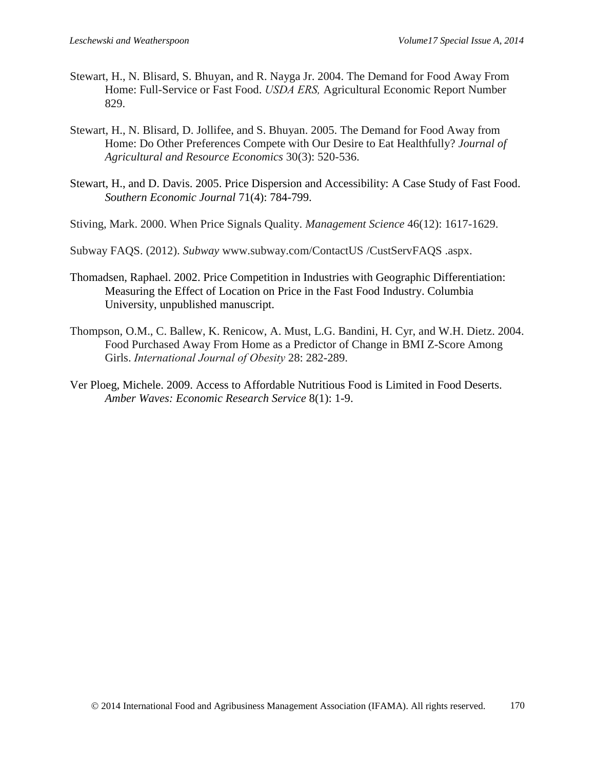Stewart, H., N. Blisard, S. Bhuyan, and R. Nayga Jr. 2004. The Demand for Food Away From Home: Full-Service or Fast Food. *USDA ERS,* Agricultural Economic Report Number 829.

Stewart, H., N. Blisard, D. Jollifee, and S. Bhuyan. 2005. The Demand for Food Away from Home: Do Other Preferences Compete with Our Desire to Eat Healthfully? *Journal of Agricultural and Resource Economics* 30(3): 520-536.

Stewart, H., and D. Davis. 2005. Price Dispersion and Accessibility: A Case Study of Fast Food. *Southern Economic Journal* 71(4): 784-799.

Stiving, Mark. 2000. When Price Signals Quality. *Management Science* 46(12): 1617-1629.

Subway FAQS. (2012). *Subway* www.subway.com/ContactUS /CustServFAQS .aspx.

Thomadsen, Raphael. 2002. Price Competition in Industries with Geographic Differentiation: Measuring the Effect of Location on Price in the Fast Food Industry. Columbia University, unpublished manuscript.

Thompson, O.M., C. Ballew, K. Renicow, A. Must, L.G. Bandini, H. Cyr, and W.H. Dietz. 2004. Food Purchased Away From Home as a Predictor of Change in BMI Z-Score Among Girls. *International Journal of Obesity* 28: 282-289.

Ver Ploeg, Michele. 2009. Access to Affordable Nutritious Food is Limited in Food Deserts. *Amber Waves: Economic Research Service* 8(1): 1-9.